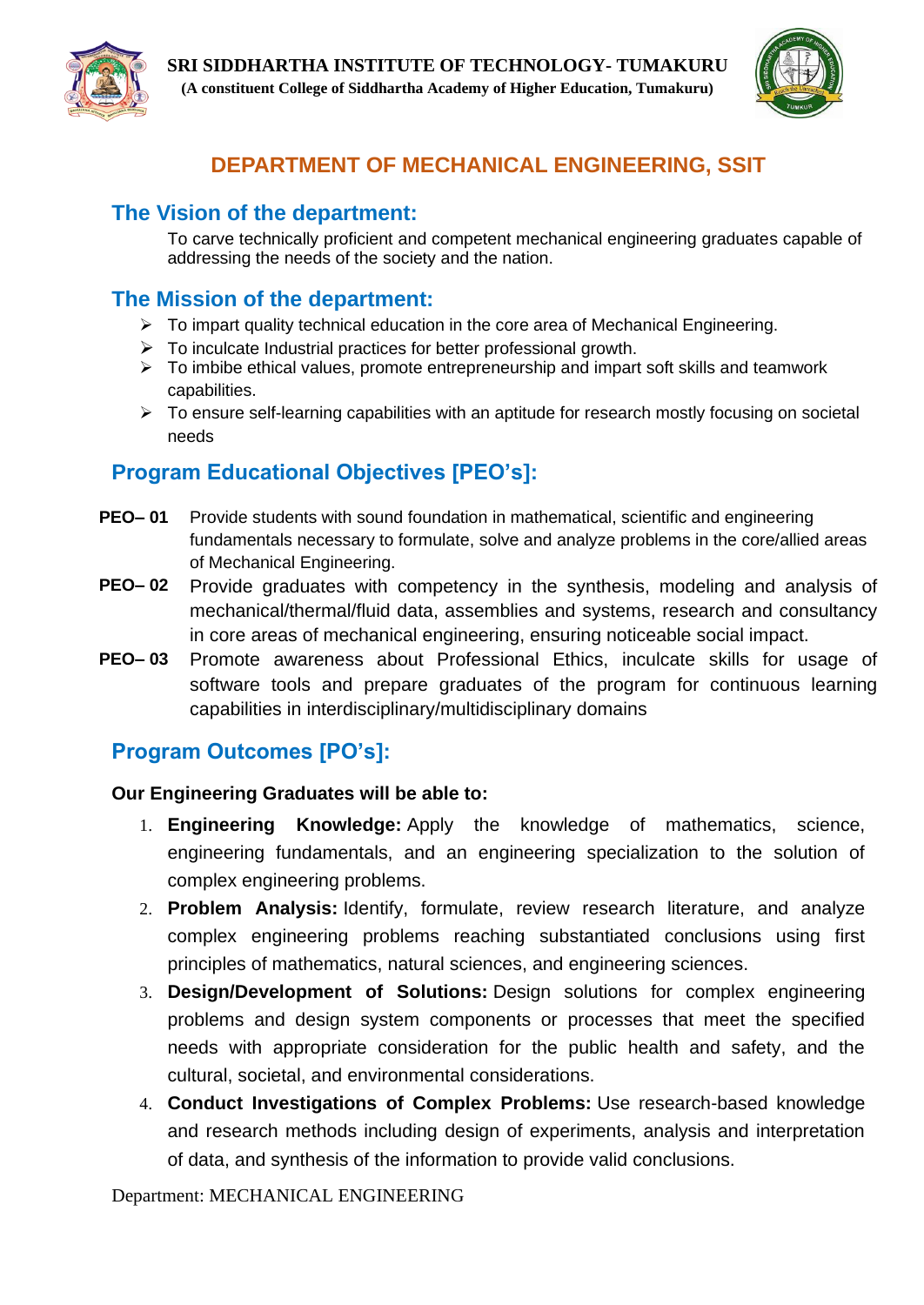**SRI SIDDHARTHA INSTITUTE OF TECHNOLOGY- TUMAKURU**
**(A constituent College of Siddhartha Academy of Higher Education, Tumakuru)**

# DEPARTMENT OF MECHANICAL ENGINEERING, SSIT

## The Vision of the department:

To carve technically proficient and competent mechanical engineering graduates capable of addressing the needs of the society and the nation.

## The Mission of the department:

- To impart quality technical education in the core area of Mechanical Engineering.
- To inculcate Industrial practices for better professional growth.
- To imbibe ethical values, promote entrepreneurship and impart soft skills and teamwork capabilities.
- To ensure self-learning capabilities with an aptitude for research mostly focusing on societal needs

## Program Educational Objectives [PEO's]:

**PEO– 01** Provide students with sound foundation in mathematical, scientific and engineering fundamentals necessary to formulate, solve and analyze problems in the core/allied areas of Mechanical Engineering.

**PEO– 02** Provide graduates with competency in the synthesis, modeling and analysis of mechanical/thermal/fluid data, assemblies and systems, research and consultancy in core areas of mechanical engineering, ensuring noticeable social impact.

**PEO– 03** Promote awareness about Professional Ethics, inculcate skills for usage of software tools and prepare graduates of the program for continuous learning capabilities in interdisciplinary/multidisciplinary domains

## Program Outcomes [PO's]:

**Our Engineering Graduates will be able to:**

1. **Engineering Knowledge:** Apply the knowledge of mathematics, science, engineering fundamentals, and an engineering specialization to the solution of complex engineering problems.
2. **Problem Analysis:** Identify, formulate, review research literature, and analyze complex engineering problems reaching substantiated conclusions using first principles of mathematics, natural sciences, and engineering sciences.
3. **Design/Development of Solutions:** Design solutions for complex engineering problems and design system components or processes that meet the specified needs with appropriate consideration for the public health and safety, and the cultural, societal, and environmental considerations.
4. **Conduct Investigations of Complex Problems:** Use research-based knowledge and research methods including design of experiments, analysis and interpretation of data, and synthesis of the information to provide valid conclusions.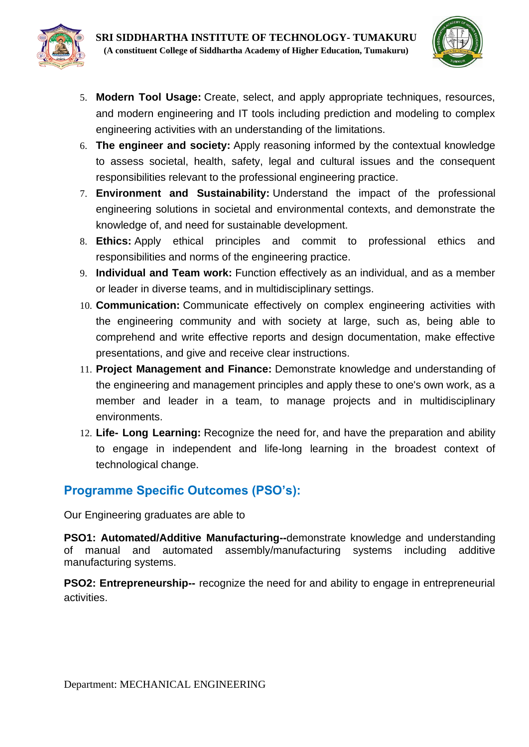5. **Modern Tool Usage:** Create, select, and apply appropriate techniques, resources, and modern engineering and IT tools including prediction and modeling to complex engineering activities with an understanding of the limitations.
6. **The engineer and society:** Apply reasoning informed by the contextual knowledge to assess societal, health, safety, legal and cultural issues and the consequent responsibilities relevant to the professional engineering practice.
7. **Environment and Sustainability:** Understand the impact of the professional engineering solutions in societal and environmental contexts, and demonstrate the knowledge of, and need for sustainable development.
8. **Ethics:** Apply ethical principles and commit to professional ethics and responsibilities and norms of the engineering practice.
9. **Individual and Team work:** Function effectively as an individual, and as a member or leader in diverse teams, and in multidisciplinary settings.
10. **Communication:** Communicate effectively on complex engineering activities with the engineering community and with society at large, such as, being able to comprehend and write effective reports and design documentation, make effective presentations, and give and receive clear instructions.
11. **Project Management and Finance:** Demonstrate knowledge and understanding of the engineering and management principles and apply these to one's own work, as a member and leader in a team, to manage projects and in multidisciplinary environments.
12. **Life- Long Learning:** Recognize the need for, and have the preparation and ability to engage in independent and life-long learning in the broadest context of technological change.

## Programme Specific Outcomes (PSO's):

Our Engineering graduates are able to

**PSO1: Automated/Additive Manufacturing--**demonstrate knowledge and understanding of manual and automated assembly/manufacturing systems including additive manufacturing systems.

**PSO2: Entrepreneurship--** recognize the need for and ability to engage in entrepreneurial activities.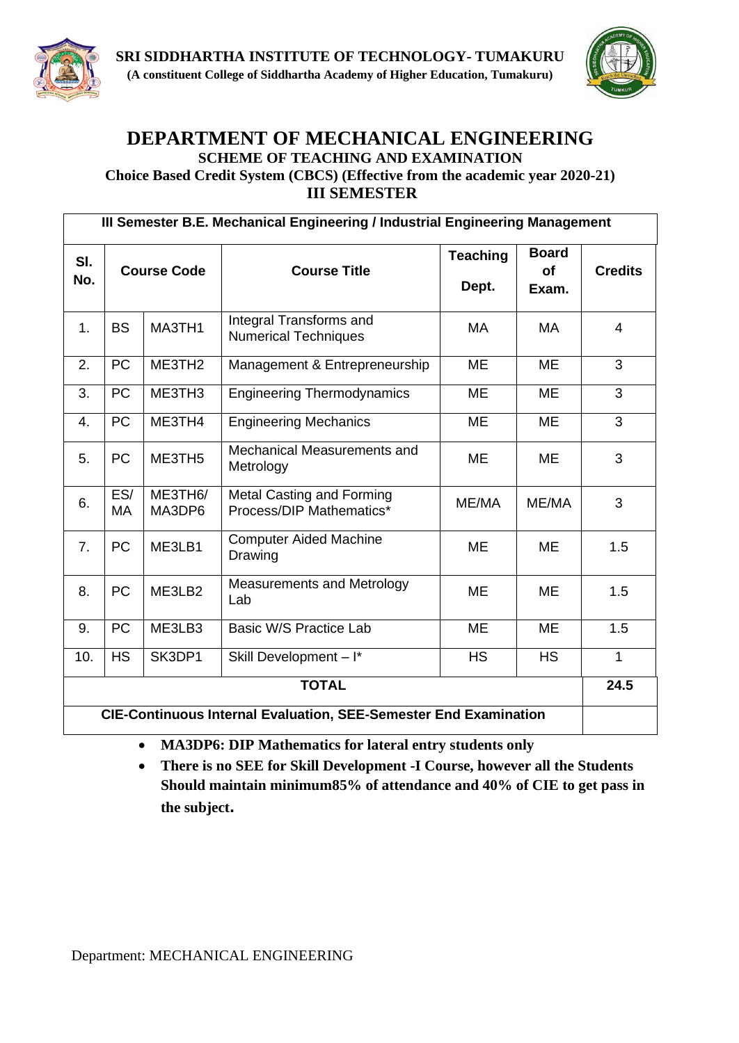**SRI SIDDHARTHA INSTITUTE OF TECHNOLOGY- TUMAKURU**
**(A constituent College of Siddhartha Academy of Higher Education, Tumakuru)**

# DEPARTMENT OF MECHANICAL ENGINEERING

## SCHEME OF TEACHING AND EXAMINATION

### Choice Based Credit System (CBCS) (Effective from the academic year 2020-21)

### III SEMESTER

| III Semester B.E. Mechanical Engineering / Industrial Engineering Management | | | | | | |
|---|---|---|---|---|---|---|
| **Sl. No.** | **Course Code** | | **Course Title** | **Teaching Dept.** | **Board of Exam.** | **Credits** |
| 1. | BS | MA3TH1 | Integral Transforms and Numerical Techniques | MA | MA | 4 |
| 2. | PC | ME3TH2 | Management & Entrepreneurship | ME | ME | 3 |
| 3. | PC | ME3TH3 | Engineering Thermodynamics | ME | ME | 3 |
| 4. | PC | ME3TH4 | Engineering Mechanics | ME | ME | 3 |
| 5. | PC | ME3TH5 | Mechanical Measurements and Metrology | ME | ME | 3 |
| 6. | ES/ MA | ME3TH6/ MA3DP6 | Metal Casting and Forming Process/DIP Mathematics* | ME/MA | ME/MA | 3 |
| 7. | PC | ME3LB1 | Computer Aided Machine Drawing | ME | ME | 1.5 |
| 8. | PC | ME3LB2 | Measurements and Metrology Lab | ME | ME | 1.5 |
| 9. | PC | ME3LB3 | Basic W/S Practice Lab | ME | ME | 1.5 |
| 10. | HS | SK3DP1 | Skill Development – I* | HS | HS | 1 |
| **TOTAL** | | | | | | **24.5** |
| **CIE-Continuous Internal Evaluation, SEE-Semester End Examination** | | | | | | |

- **MA3DP6: DIP Mathematics for lateral entry students only**
- **There is no SEE for Skill Development -I Course, however all the Students Should maintain minimum85% of attendance and 40% of CIE to get pass in the subject.**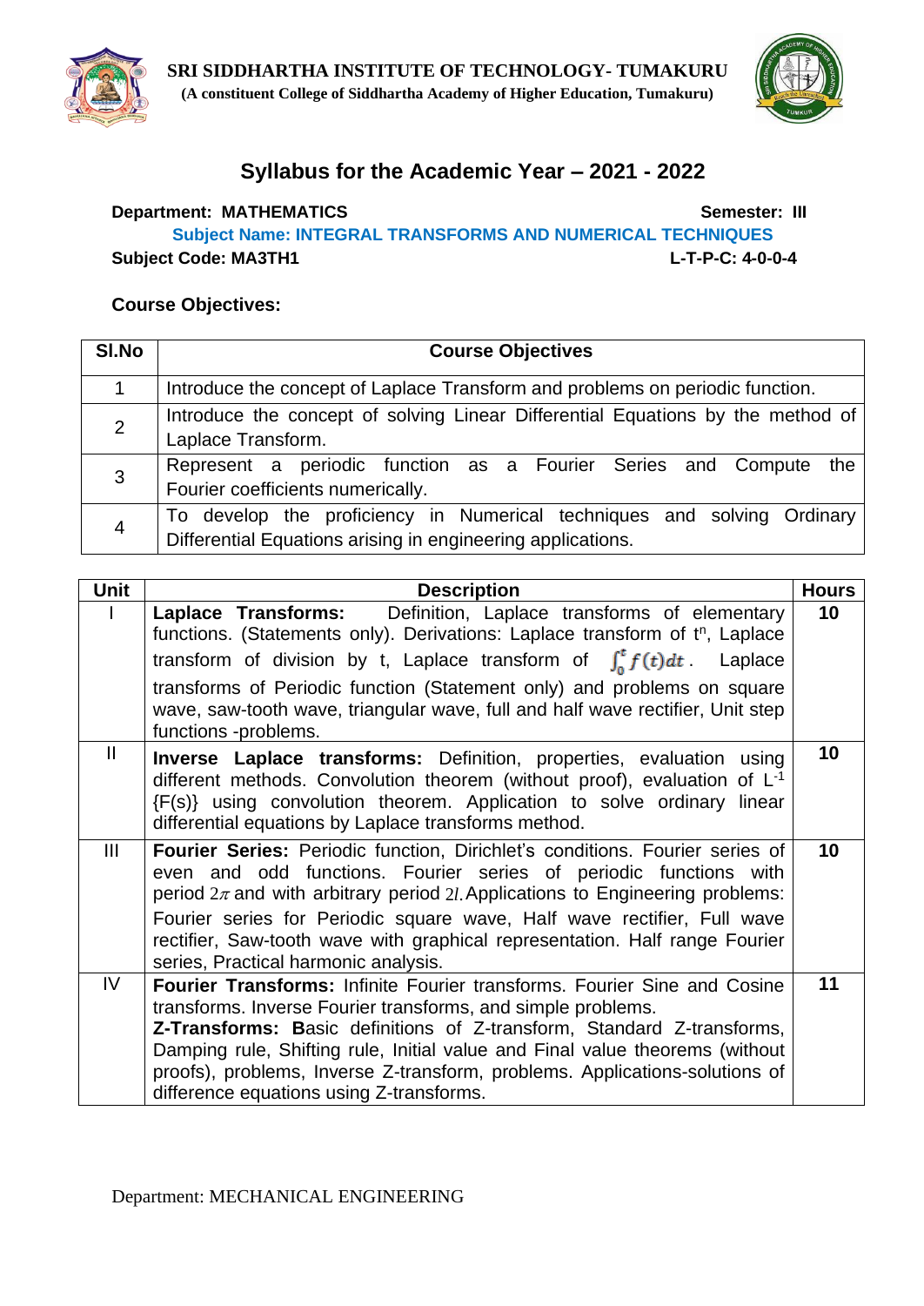**SRI SIDDHARTHA INSTITUTE OF TECHNOLOGY- TUMAKURU**
**(A constituent College of Siddhartha Academy of Higher Education, Tumakuru)**

## Syllabus for the Academic Year – 2021 - 2022

**Department: MATHEMATICS** **Semester: III**

**Subject Name: INTEGRAL TRANSFORMS AND NUMERICAL TECHNIQUES**

**Subject Code: MA3TH1** **L-T-P-C: 4-0-0-4**

### Course Objectives:

| Sl.No | Course Objectives |
|---|---|
| 1 | Introduce the concept of Laplace Transform and problems on periodic function. |
| 2 | Introduce the concept of solving Linear Differential Equations by the method of Laplace Transform. |
| 3 | Represent a periodic function as a Fourier Series and Compute the Fourier coefficients numerically. |
| 4 | To develop the proficiency in Numerical techniques and solving Ordinary Differential Equations arising in engineering applications. |

| Unit | Description | Hours |
|---|---|---|
| I | **Laplace Transforms:** Definition, Laplace transforms of elementary functions. (Statements only). Derivations: Laplace transform of $t^n$, Laplace transform of division by t, Laplace transform of $\int_0^t f(t)dt$. Laplace transforms of Periodic function (Statement only) and problems on square wave, saw-tooth wave, triangular wave, full and half wave rectifier, Unit step functions -problems. | 10 |
| II | **Inverse Laplace transforms:** Definition, properties, evaluation using different methods. Convolution theorem (without proof), evaluation of $L^{-1}\{F(s)\}$ using convolution theorem. Application to solve ordinary linear differential equations by Laplace transforms method. | 10 |
| III | **Fourier Series:** Periodic function, Dirichlet's conditions. Fourier series of even and odd functions. Fourier series of periodic functions with period $2\pi$ and with arbitrary period $2l$. Applications to Engineering problems: Fourier series for Periodic square wave, Half wave rectifier, Full wave rectifier, Saw-tooth wave with graphical representation. Half range Fourier series, Practical harmonic analysis. | 10 |
| IV | **Fourier Transforms:** Infinite Fourier transforms. Fourier Sine and Cosine transforms. Inverse Fourier transforms, and simple problems. **Z-Transforms: B**asic definitions of Z-transform, Standard Z-transforms, Damping rule, Shifting rule, Initial value and Final value theorems (without proofs), problems, Inverse Z-transform, problems. Applications-solutions of difference equations using Z-transforms. | 11 |

Department: MECHANICAL ENGINEERING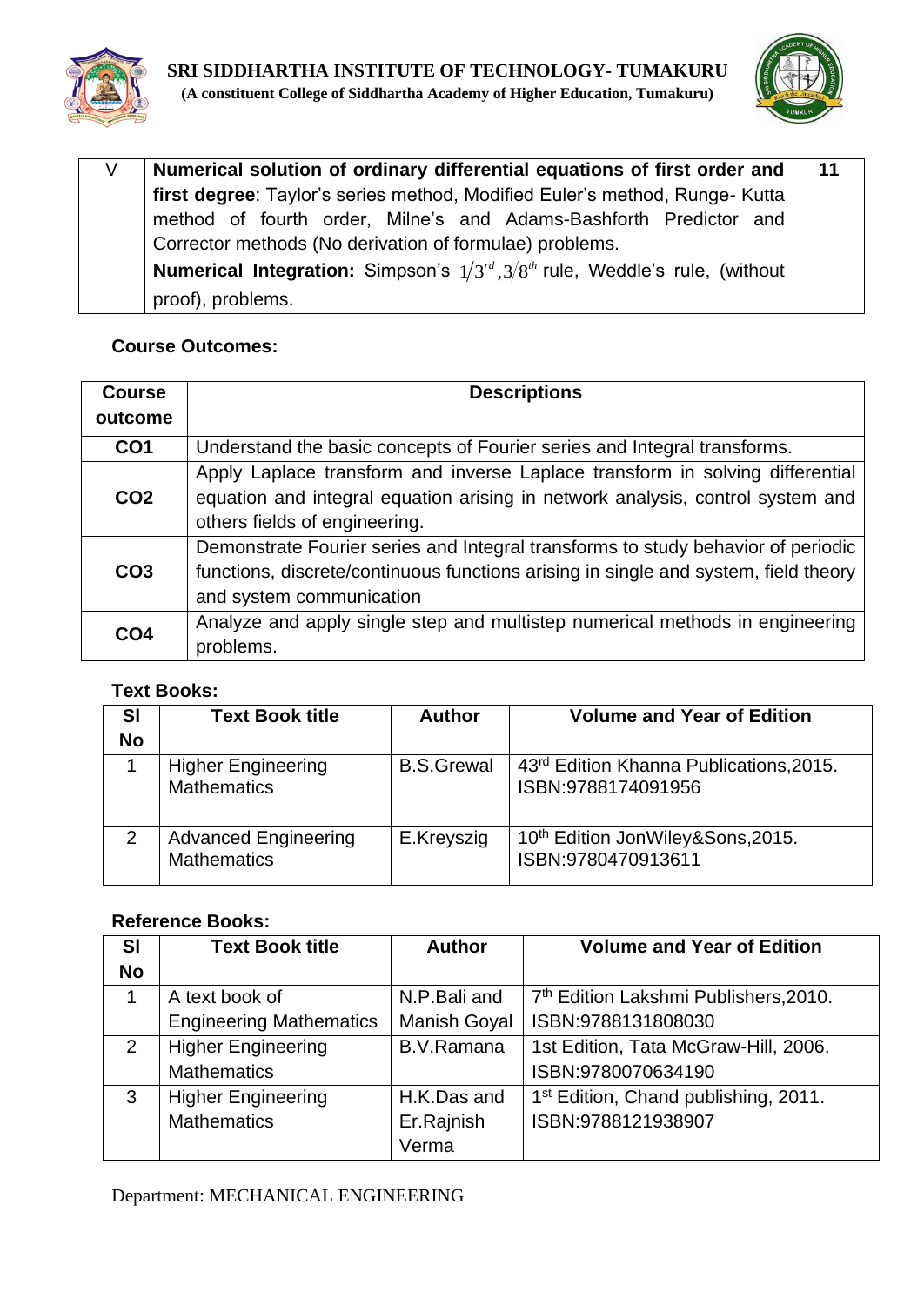| V | **Numerical solution of ordinary differential equations of first order and first degree**: Taylor's series method, Modified Euler's method, Runge- Kutta method of fourth order, Milne's and Adams-Bashforth Predictor and Corrector methods (No derivation of formulae) problems.<br>**Numerical Integration:** Simpson's $1/3^{rd}, 3/8^{th}$ rule, Weddle's rule, (without proof), problems. | 11 |
|---|---|---|

**Course Outcomes:**

| Course outcome | Descriptions |
|---|---|
| **CO1** | Understand the basic concepts of Fourier series and Integral transforms. |
| **CO2** | Apply Laplace transform and inverse Laplace transform in solving differential equation and integral equation arising in network analysis, control system and others fields of engineering. |
| **CO3** | Demonstrate Fourier series and Integral transforms to study behavior of periodic functions, discrete/continuous functions arising in single and system, field theory and system communication |
| **CO4** | Analyze and apply single step and multistep numerical methods in engineering problems. |

**Text Books:**

| Sl No | Text Book title | Author | Volume and Year of Edition |
|---|---|---|---|
| 1 | Higher Engineering Mathematics | B.S.Grewal | 43rd Edition Khanna Publications,2015. ISBN:9788174091956 |
| 2 | Advanced Engineering Mathematics | E.Kreyszig | 10th Edition JonWiley&Sons,2015. ISBN:9780470913611 |

**Reference Books:**

| Sl No | Text Book title | Author | Volume and Year of Edition |
|---|---|---|---|
| 1 | A text book of Engineering Mathematics | N.P.Bali and Manish Goyal | 7th Edition Lakshmi Publishers,2010. ISBN:9788131808030 |
| 2 | Higher Engineering Mathematics | B.V.Ramana | 1st Edition, Tata McGraw-Hill, 2006. ISBN:9780070634190 |
| 3 | Higher Engineering Mathematics | H.K.Das and Er.Rajnish Verma | 1st Edition, Chand publishing, 2011. ISBN:9788121938907 |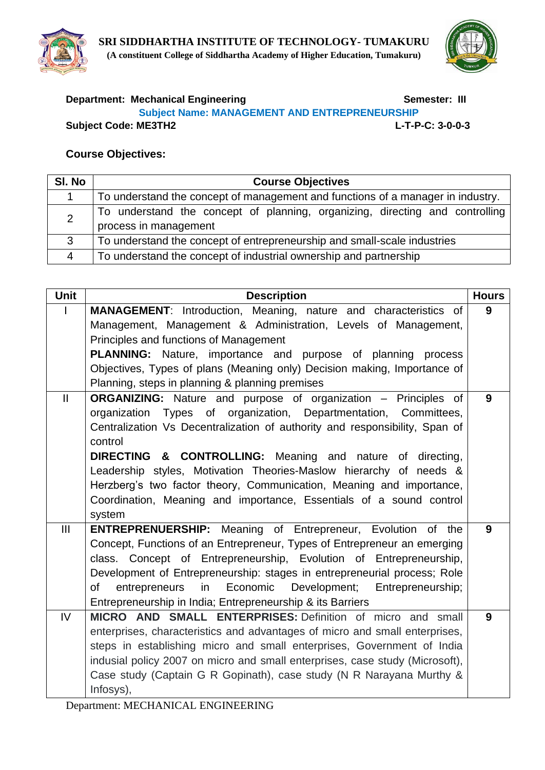**SRI SIDDHARTHA INSTITUTE OF TECHNOLOGY- TUMAKURU**
**(A constituent College of Siddhartha Academy of Higher Education, Tumakuru)**

**Department: Mechanical Engineering** **Semester: III**

**Subject Name: MANAGEMENT AND ENTREPRENEURSHIP**

**Subject Code: ME3TH2** **L-T-P-C: 3-0-0-3**

**Course Objectives:**

| Sl. No | Course Objectives |
|---|---|
| 1 | To understand the concept of management and functions of a manager in industry. |
| 2 | To understand the concept of planning, organizing, directing and controlling process in management |
| 3 | To understand the concept of entrepreneurship and small-scale industries |
| 4 | To understand the concept of industrial ownership and partnership |

| Unit | Description | Hours |
|---|---|---|
| I | **MANAGEMENT**: Introduction, Meaning, nature and characteristics of Management, Management & Administration, Levels of Management, Principles and functions of Management<br>**PLANNING:** Nature, importance and purpose of planning process Objectives, Types of plans (Meaning only) Decision making, Importance of Planning, steps in planning & planning premises | 9 |
| II | **ORGANIZING:** Nature and purpose of organization – Principles of organization Types of organization, Departmentation, Committees, Centralization Vs Decentralization of authority and responsibility, Span of control<br>**DIRECTING & CONTROLLING:** Meaning and nature of directing, Leadership styles, Motivation Theories-Maslow hierarchy of needs & Herzberg's two factor theory, Communication, Meaning and importance, Coordination, Meaning and importance, Essentials of a sound control system | 9 |
| III | **ENTREPRENEURSHIP:** Meaning of Entrepreneur, Evolution of the Concept, Functions of an Entrepreneur, Types of Entrepreneur an emerging class. Concept of Entrepreneurship, Evolution of Entrepreneurship, Development of Entrepreneurship: stages in entrepreneurial process; Role of entrepreneurs in Economic Development; Entrepreneurship; Entrepreneurship in India; Entrepreneurship & its Barriers | 9 |
| IV | **MICRO AND SMALL ENTERPRISES:** Definition of micro and small enterprises, characteristics and advantages of micro and small enterprises, steps in establishing micro and small enterprises, Government of India indusial policy 2007 on micro and small enterprises, case study (Microsoft), Case study (Captain G R Gopinath), case study (N R Narayana Murthy & Infosys), | 9 |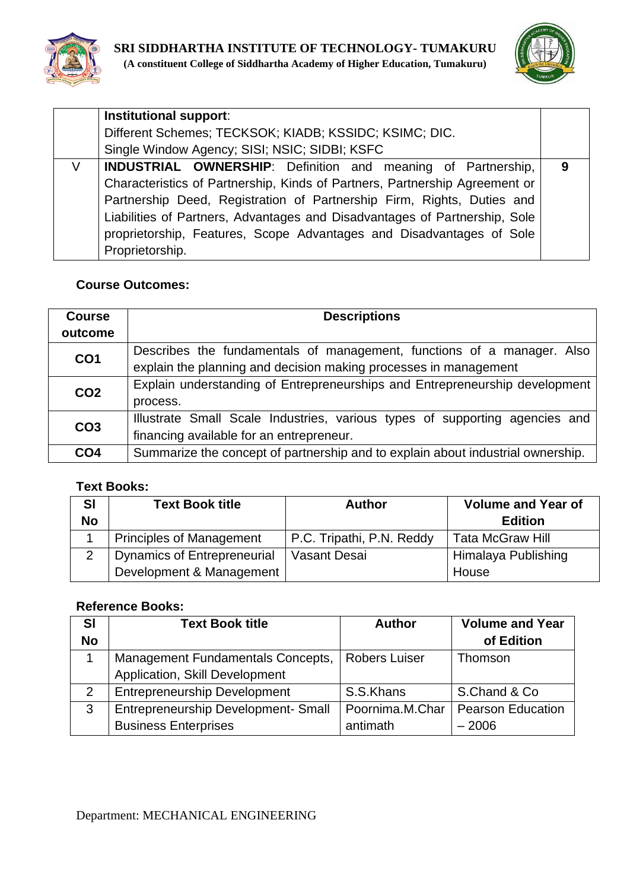| | **Institutional support**:<br>Different Schemes; TECKSOK; KIADB; KSSIDC; KSIMC; DIC.<br>Single Window Agency; SISI; NSIC; SIDBI; KSFC | |
|---|---|---|
| V | **INDUSTRIAL OWNERSHIP**: Definition and meaning of Partnership, Characteristics of Partnership, Kinds of Partners, Partnership Agreement or Partnership Deed, Registration of Partnership Firm, Rights, Duties and Liabilities of Partners, Advantages and Disadvantages of Partnership, Sole proprietorship, Features, Scope Advantages and Disadvantages of Sole Proprietorship. | **9** |

**Course Outcomes:**

| Course outcome | Descriptions |
|---|---|
| **CO1** | Describes the fundamentals of management, functions of a manager. Also explain the planning and decision making processes in management |
| **CO2** | Explain understanding of Entrepreneurships and Entrepreneurship development process. |
| **CO3** | Illustrate Small Scale Industries, various types of supporting agencies and financing available for an entrepreneur. |
| **CO4** | Summarize the concept of partnership and to explain about industrial ownership. |

**Text Books:**

| Sl No | Text Book title | Author | Volume and Year of Edition |
|---|---|---|---|
| 1 | Principles of Management | P.C. Tripathi, P.N. Reddy | Tata McGraw Hill |
| 2 | Dynamics of Entrepreneurial Development & Management | Vasant Desai | Himalaya Publishing House |

**Reference Books:**

| Sl No | Text Book title | Author | Volume and Year of Edition |
|---|---|---|---|
| 1 | Management Fundamentals Concepts, Application, Skill Development | Robers Luiser | Thomson |
| 2 | Entrepreneurship Development | S.S.Khans | S.Chand & Co |
| 3 | Entrepreneurship Development- Small Business Enterprises | Poornima.M.Charantimath | Pearson Education – 2006 |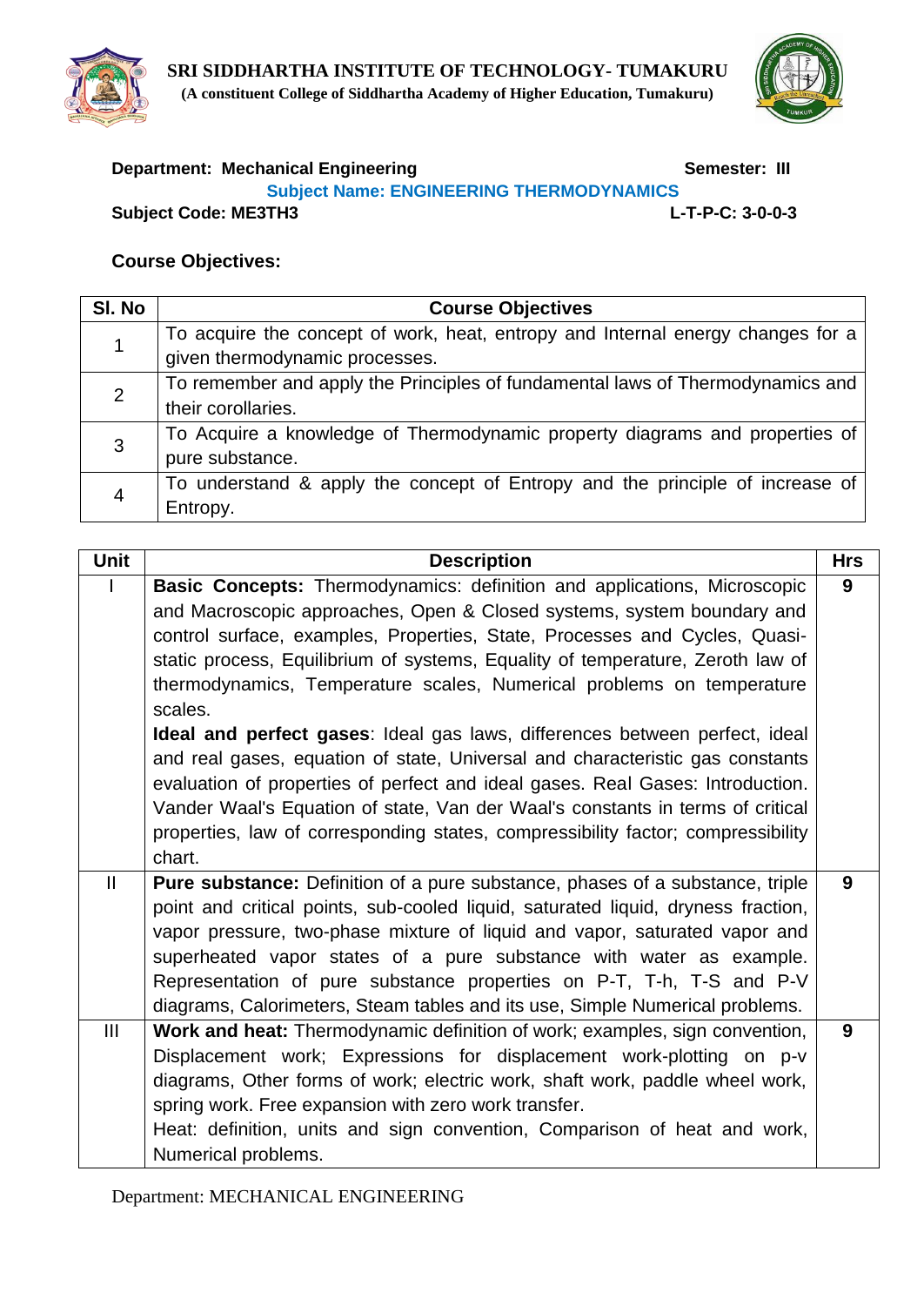**SRI SIDDHARTHA INSTITUTE OF TECHNOLOGY- TUMAKURU**
**(A constituent College of Siddhartha Academy of Higher Education, Tumakuru)**

**Department: Mechanical Engineering** **Semester: III**

**Subject Name: ENGINEERING THERMODYNAMICS**

**Subject Code: ME3TH3** **L-T-P-C: 3-0-0-3**

**Course Objectives:**

| Sl. No | Course Objectives |
|---|---|
| 1 | To acquire the concept of work, heat, entropy and Internal energy changes for a given thermodynamic processes. |
| 2 | To remember and apply the Principles of fundamental laws of Thermodynamics and their corollaries. |
| 3 | To Acquire a knowledge of Thermodynamic property diagrams and properties of pure substance. |
| 4 | To understand & apply the concept of Entropy and the principle of increase of Entropy. |

| Unit | Description | Hrs |
|---|---|---|
| I | **Basic Concepts:** Thermodynamics: definition and applications, Microscopic and Macroscopic approaches, Open & Closed systems, system boundary and control surface, examples, Properties, State, Processes and Cycles, Quasi-static process, Equilibrium of systems, Equality of temperature, Zeroth law of thermodynamics, Temperature scales, Numerical problems on temperature scales. **Ideal and perfect gases**: Ideal gas laws, differences between perfect, ideal and real gases, equation of state, Universal and characteristic gas constants evaluation of properties of perfect and ideal gases. Real Gases: Introduction. Vander Waal's Equation of state, Van der Waal's constants in terms of critical properties, law of corresponding states, compressibility factor; compressibility chart. | **9** |
| II | **Pure substance:** Definition of a pure substance, phases of a substance, triple point and critical points, sub-cooled liquid, saturated liquid, dryness fraction, vapor pressure, two-phase mixture of liquid and vapor, saturated vapor and superheated vapor states of a pure substance with water as example. Representation of pure substance properties on P-T, T-h, T-S and P-V diagrams, Calorimeters, Steam tables and its use, Simple Numerical problems. | **9** |
| III | **Work and heat:** Thermodynamic definition of work; examples, sign convention, Displacement work; Expressions for displacement work-plotting on p-v diagrams, Other forms of work; electric work, shaft work, paddle wheel work, spring work. Free expansion with zero work transfer. Heat: definition, units and sign convention, Comparison of heat and work, Numerical problems. | **9** |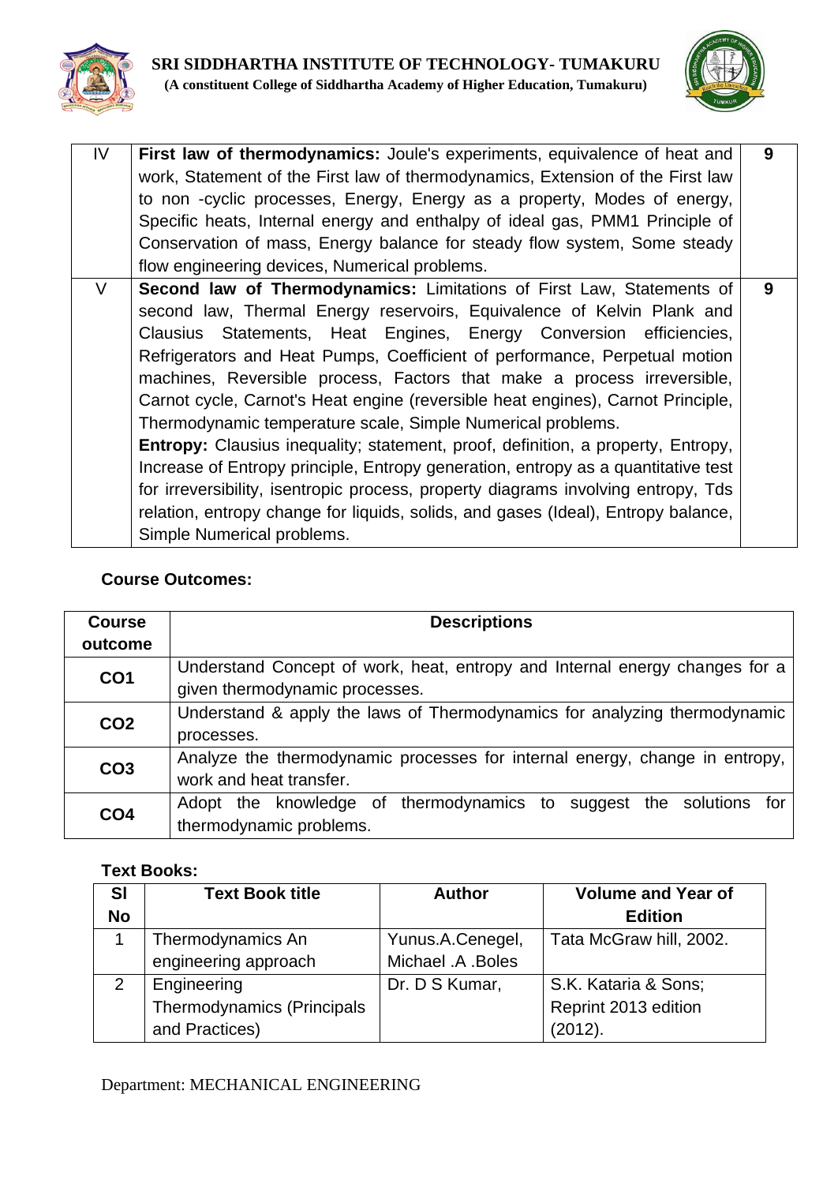| IV | **First law of thermodynamics:** Joule's experiments, equivalence of heat and work, Statement of the First law of thermodynamics, Extension of the First law to non -cyclic processes, Energy, Energy as a property, Modes of energy, Specific heats, Internal energy and enthalpy of ideal gas, PMM1 Principle of Conservation of mass, Energy balance for steady flow system, Some steady flow engineering devices, Numerical problems. | 9 |
|---|---|---|
| V | **Second law of Thermodynamics:** Limitations of First Law, Statements of second law, Thermal Energy reservoirs, Equivalence of Kelvin Plank and Clausius Statements, Heat Engines, Energy Conversion efficiencies, Refrigerators and Heat Pumps, Coefficient of performance, Perpetual motion machines, Reversible process, Factors that make a process irreversible, Carnot cycle, Carnot's Heat engine (reversible heat engines), Carnot Principle, Thermodynamic temperature scale, Simple Numerical problems. **Entropy:** Clausius inequality; statement, proof, definition, a property, Entropy, Increase of Entropy principle, Entropy generation, entropy as a quantitative test for irreversibility, isentropic process, property diagrams involving entropy, Tds relation, entropy change for liquids, solids, and gases (Ideal), Entropy balance, Simple Numerical problems. | 9 |

**Course Outcomes:**

| Course outcome | Descriptions |
|---|---|
| **CO1** | Understand Concept of work, heat, entropy and Internal energy changes for a given thermodynamic processes. |
| **CO2** | Understand & apply the laws of Thermodynamics for analyzing thermodynamic processes. |
| **CO3** | Analyze the thermodynamic processes for internal energy, change in entropy, work and heat transfer. |
| **CO4** | Adopt the knowledge of thermodynamics to suggest the solutions for thermodynamic problems. |

**Text Books:**

| Sl No | Text Book title | Author | Volume and Year of Edition |
|---|---|---|---|
| 1 | Thermodynamics An engineering approach | Yunus.A.Cenegel, Michael .A .Boles | Tata McGraw hill, 2002. |
| 2 | Engineering Thermodynamics (Principals and Practices) | Dr. D S Kumar, | S.K. Kataria & Sons; Reprint 2013 edition (2012). |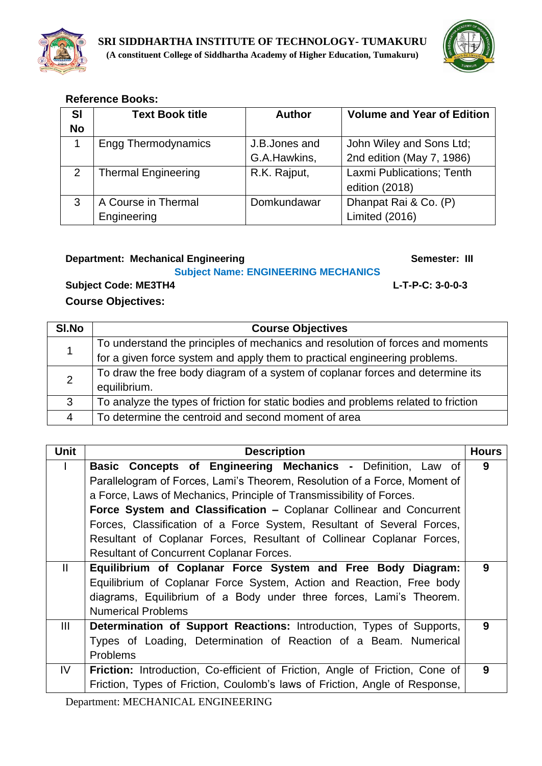**Reference Books:**

| Sl No | Text Book title | Author | Volume and Year of Edition |
|---|---|---|---|
| 1 | Engg Thermodynamics | J.B.Jones and G.A.Hawkins, | John Wiley and Sons Ltd; 2nd edition (May 7, 1986) |
| 2 | Thermal Engineering | R.K. Rajput, | Laxmi Publications; Tenth edition (2018) |
| 3 | A Course in Thermal Engineering | Domkundawar | Dhanpat Rai & Co. (P) Limited (2016) |

**Department: Mechanical Engineering** **Semester: III**

**Subject Name: ENGINEERING MECHANICS**

**Subject Code: ME3TH4** **L-T-P-C: 3-0-0-3**

**Course Objectives:**

| Sl.No | Course Objectives |
|---|---|
| 1 | To understand the principles of mechanics and resolution of forces and moments for a given force system and apply them to practical engineering problems. |
| 2 | To draw the free body diagram of a system of coplanar forces and determine its equilibrium. |
| 3 | To analyze the types of friction for static bodies and problems related to friction |
| 4 | To determine the centroid and second moment of area |

| Unit | Description | Hours |
|---|---|---|
| I | **Basic Concepts of Engineering Mechanics -** Definition, Law of Parallelogram of Forces, Lami's Theorem, Resolution of a Force, Moment of a Force, Laws of Mechanics, Principle of Transmissibility of Forces. **Force System and Classification –** Coplanar Collinear and Concurrent Forces, Classification of a Force System, Resultant of Several Forces, Resultant of Coplanar Forces, Resultant of Collinear Coplanar Forces, Resultant of Concurrent Coplanar Forces. | 9 |
| II | **Equilibrium of Coplanar Force System and Free Body Diagram:** Equilibrium of Coplanar Force System, Action and Reaction, Free body diagrams, Equilibrium of a Body under three forces, Lami's Theorem. Numerical Problems | 9 |
| III | **Determination of Support Reactions:** Introduction, Types of Supports, Types of Loading, Determination of Reaction of a Beam. Numerical Problems | 9 |
| IV | **Friction:** Introduction, Co-efficient of Friction, Angle of Friction, Cone of Friction, Types of Friction, Coulomb's laws of Friction, Angle of Response, | 9 |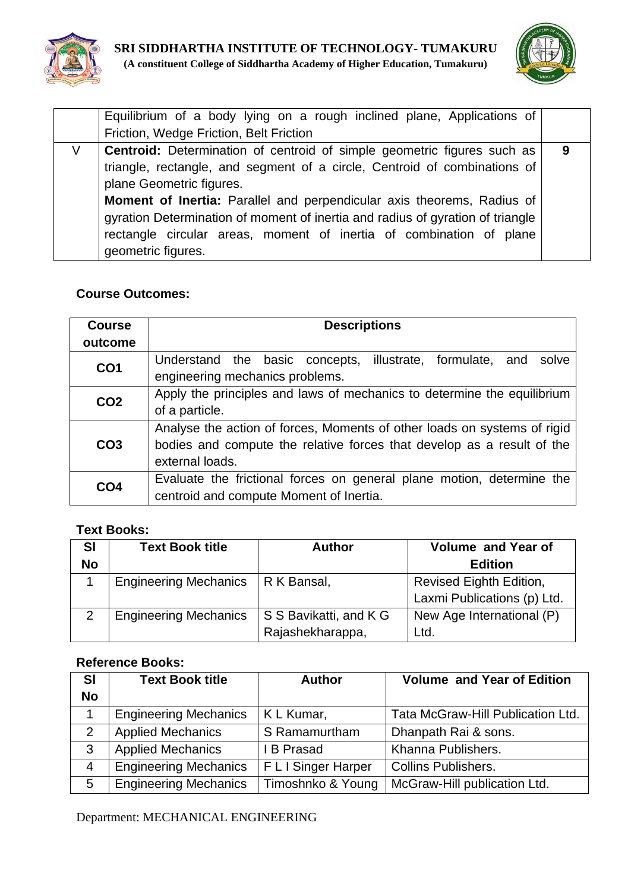|  | Equilibrium of a body lying on a rough inclined plane, Applications of Friction, Wedge Friction, Belt Friction |  |
|---|---|---|
| V | **Centroid:** Determination of centroid of simple geometric figures such as triangle, rectangle, and segment of a circle, Centroid of combinations of plane Geometric figures. **Moment of Inertia:** Parallel and perpendicular axis theorems, Radius of gyration Determination of moment of inertia and radius of gyration of triangle rectangle circular areas, moment of inertia of combination of plane geometric figures. | 9 |

**Course Outcomes:**

| Course outcome | Descriptions |
|---|---|
| **CO1** | Understand the basic concepts, illustrate, formulate, and solve engineering mechanics problems. |
| **CO2** | Apply the principles and laws of mechanics to determine the equilibrium of a particle. |
| **CO3** | Analyse the action of forces, Moments of other loads on systems of rigid bodies and compute the relative forces that develop as a result of the external loads. |
| **CO4** | Evaluate the frictional forces on general plane motion, determine the centroid and compute Moment of Inertia. |

**Text Books:**

| Sl No | Text Book title | Author | Volume and Year of Edition |
|---|---|---|---|
| 1 | Engineering Mechanics | R K Bansal, | Revised Eighth Edition, Laxmi Publications (p) Ltd. |
| 2 | Engineering Mechanics | S S Bavikatti, and K G Rajashekharappa, | New Age International (P) Ltd. |

**Reference Books:**

| Sl No | Text Book title | Author | Volume and Year of Edition |
|---|---|---|---|
| 1 | Engineering Mechanics | K L Kumar, | Tata McGraw-Hill Publication Ltd. |
| 2 | Applied Mechanics | S Ramamurtham | Dhanpath Rai & sons. |
| 3 | Applied Mechanics | I B Prasad | Khanna Publishers. |
| 4 | Engineering Mechanics | F L I Singer Harper | Collins Publishers. |
| 5 | Engineering Mechanics | Timoshnko & Young | McGraw-Hill publication Ltd. |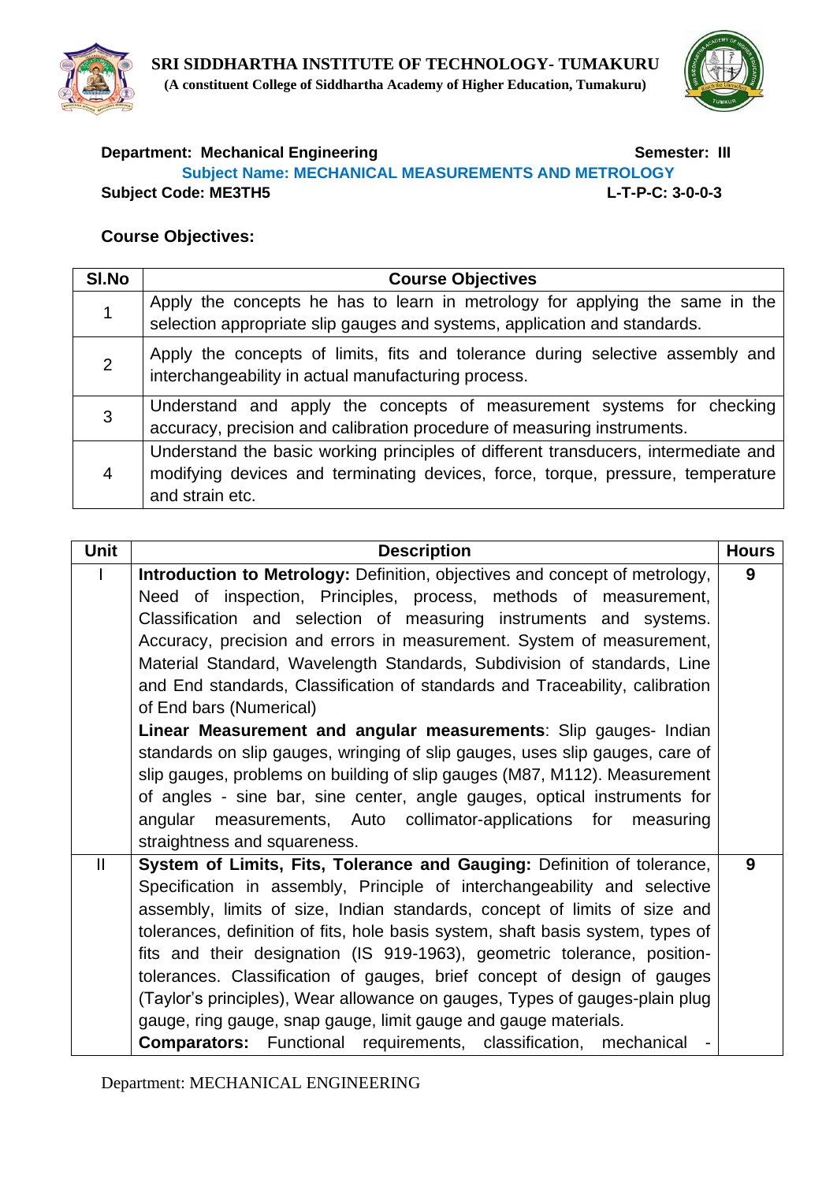**SRI SIDDHARTHA INSTITUTE OF TECHNOLOGY- TUMAKURU**
**(A constituent College of Siddhartha Academy of Higher Education, Tumakuru)**

**Department: Mechanical Engineering** **Semester: III**

**Subject Name: MECHANICAL MEASUREMENTS AND METROLOGY**

**Subject Code: ME3TH5** **L-T-P-C: 3-0-0-3**

**Course Objectives:**

| Sl.No | Course Objectives |
|---|---|
| 1 | Apply the concepts he has to learn in metrology for applying the same in the selection appropriate slip gauges and systems, application and standards. |
| 2 | Apply the concepts of limits, fits and tolerance during selective assembly and interchangeability in actual manufacturing process. |
| 3 | Understand and apply the concepts of measurement systems for checking accuracy, precision and calibration procedure of measuring instruments. |
| 4 | Understand the basic working principles of different transducers, intermediate and modifying devices and terminating devices, force, torque, pressure, temperature and strain etc. |

| Unit | Description | Hours |
|---|---|---|
| I | **Introduction to Metrology:** Definition, objectives and concept of metrology, Need of inspection, Principles, process, methods of measurement, Classification and selection of measuring instruments and systems. Accuracy, precision and errors in measurement. System of measurement, Material Standard, Wavelength Standards, Subdivision of standards, Line and End standards, Classification of standards and Traceability, calibration of End bars (Numerical)<br>**Linear Measurement and angular measurements**: Slip gauges- Indian standards on slip gauges, wringing of slip gauges, uses slip gauges, care of slip gauges, problems on building of slip gauges (M87, M112). Measurement of angles - sine bar, sine center, angle gauges, optical instruments for angular measurements, Auto collimator-applications for measuring straightness and squareness. | 9 |
| II | **System of Limits, Fits, Tolerance and Gauging:** Definition of tolerance, Specification in assembly, Principle of interchangeability and selective assembly, limits of size, Indian standards, concept of limits of size and tolerances, definition of fits, hole basis system, shaft basis system, types of fits and their designation (IS 919-1963), geometric tolerance, position-tolerances. Classification of gauges, brief concept of design of gauges (Taylor's principles), Wear allowance on gauges, Types of gauges-plain plug gauge, ring gauge, snap gauge, limit gauge and gauge materials.<br>**Comparators:** Functional requirements, classification, mechanical - | 9 |

Department: MECHANICAL ENGINEERING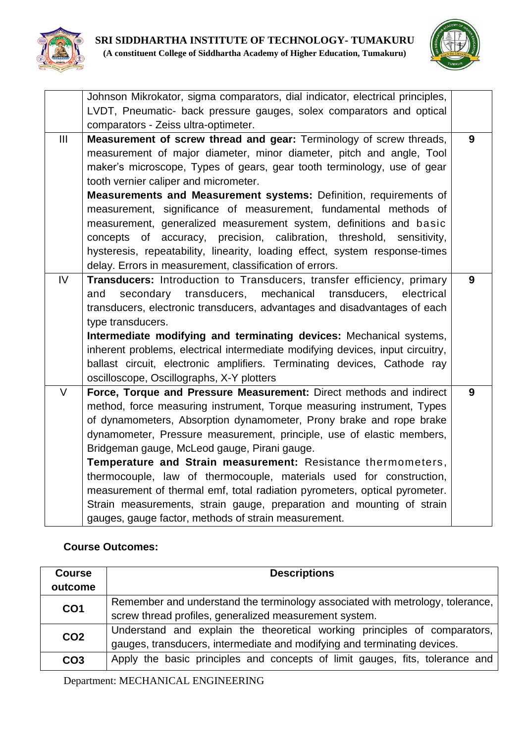|  |  |  |
|---|---|---|
|  | Johnson Mikrokator, sigma comparators, dial indicator, electrical principles, LVDT, Pneumatic- back pressure gauges, solex comparators and optical comparators - Zeiss ultra-optimeter. |  |
| III | **Measurement of screw thread and gear:** Terminology of screw threads, measurement of major diameter, minor diameter, pitch and angle, Tool maker's microscope, Types of gears, gear tooth terminology, use of gear tooth vernier caliper and micrometer.<br>**Measurements and Measurement systems:** Definition, requirements of measurement, significance of measurement, fundamental methods of measurement, generalized measurement system, definitions and basic concepts of accuracy, precision, calibration, threshold, sensitivity, hysteresis, repeatability, linearity, loading effect, system response-times delay. Errors in measurement, classification of errors. | **9** |
| IV | **Transducers:** Introduction to Transducers, transfer efficiency, primary and secondary transducers, mechanical transducers, electrical transducers, electronic transducers, advantages and disadvantages of each type transducers.<br>**Intermediate modifying and terminating devices:** Mechanical systems, inherent problems, electrical intermediate modifying devices, input circuitry, ballast circuit, electronic amplifiers. Terminating devices, Cathode ray oscilloscope, Oscillographs, X-Y plotters | **9** |
| V | **Force, Torque and Pressure Measurement:** Direct methods and indirect method, force measuring instrument, Torque measuring instrument, Types of dynamometers, Absorption dynamometer, Prony brake and rope brake dynamometer, Pressure measurement, principle, use of elastic members, Bridgeman gauge, McLeod gauge, Pirani gauge.<br>**Temperature and Strain measurement:** Resistance thermometers, thermocouple, law of thermocouple, materials used for construction, measurement of thermal emf, total radiation pyrometers, optical pyrometer. Strain measurements, strain gauge, preparation and mounting of strain gauges, gauge factor, methods of strain measurement. | **9** |

**Course Outcomes:**

| Course outcome | Descriptions |
|---|---|
| **CO1** | Remember and understand the terminology associated with metrology, tolerance, screw thread profiles, generalized measurement system. |
| **CO2** | Understand and explain the theoretical working principles of comparators, gauges, transducers, intermediate and modifying and terminating devices. |
| **CO3** | Apply the basic principles and concepts of limit gauges, fits, tolerance and |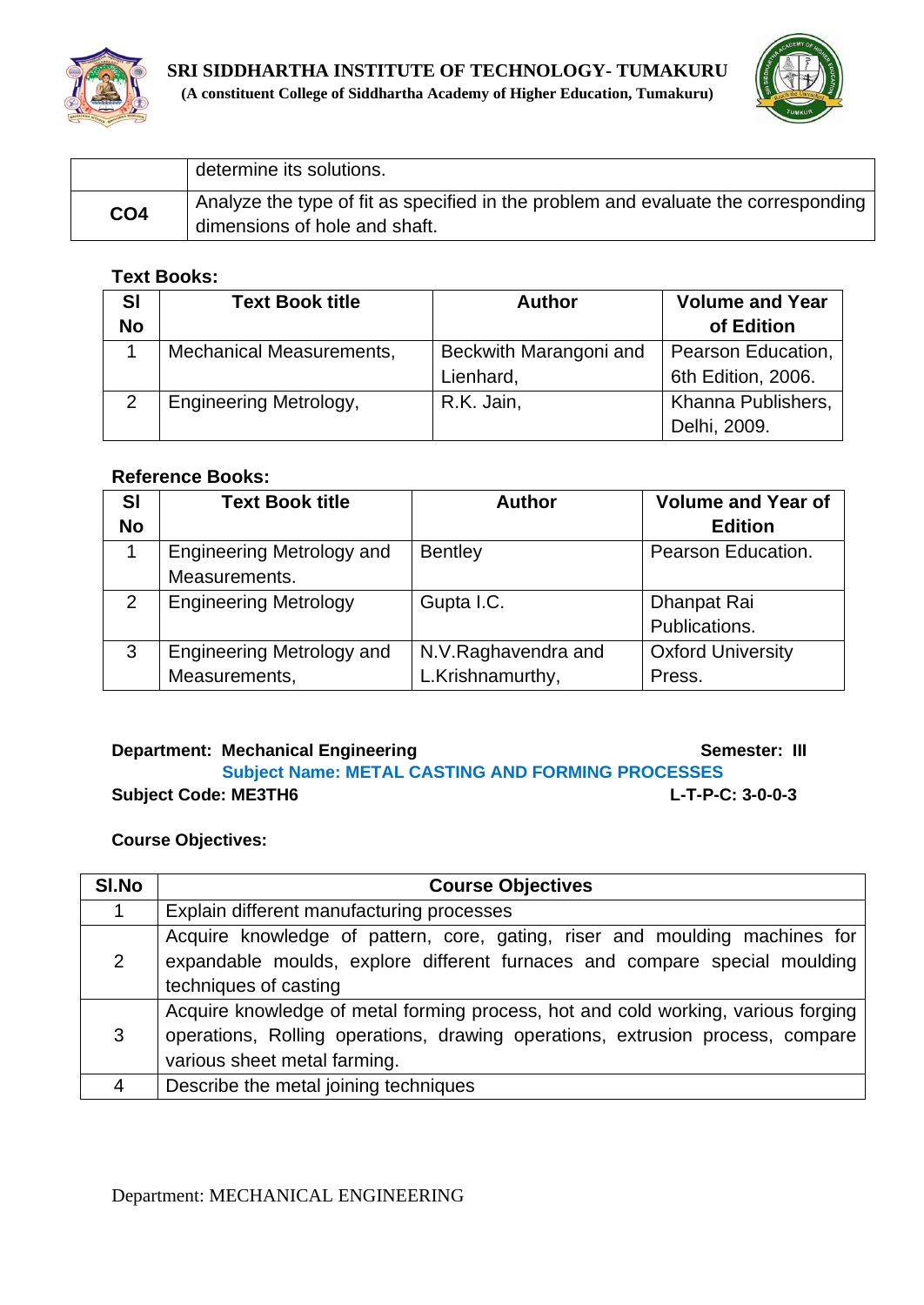| | |
|---|---|
| | determine its solutions. |
| **CO4** | Analyze the type of fit as specified in the problem and evaluate the corresponding dimensions of hole and shaft. |

**Text Books:**

| Sl No | Text Book title | Author | Volume and Year of Edition |
|---|---|---|---|
| 1 | Mechanical Measurements, | Beckwith Marangoni and Lienhard, | Pearson Education, 6th Edition, 2006. |
| 2 | Engineering Metrology, | R.K. Jain, | Khanna Publishers, Delhi, 2009. |

**Reference Books:**

| Sl No | Text Book title | Author | Volume and Year of Edition |
|---|---|---|---|
| 1 | Engineering Metrology and Measurements. | Bentley | Pearson Education. |
| 2 | Engineering Metrology | Gupta I.C. | Dhanpat Rai Publications. |
| 3 | Engineering Metrology and Measurements, | N.V.Raghavendra and L.Krishnamurthy, | Oxford University Press. |

**Department: Mechanical Engineering** **Semester: III**

**Subject Name: METAL CASTING AND FORMING PROCESSES**

**Subject Code: ME3TH6** **L-T-P-C: 3-0-0-3**

**Course Objectives:**

| Sl.No | Course Objectives |
|---|---|
| 1 | Explain different manufacturing processes |
| 2 | Acquire knowledge of pattern, core, gating, riser and moulding machines for expandable moulds, explore different furnaces and compare special moulding techniques of casting |
| 3 | Acquire knowledge of metal forming process, hot and cold working, various forging operations, Rolling operations, drawing operations, extrusion process, compare various sheet metal farming. |
| 4 | Describe the metal joining techniques |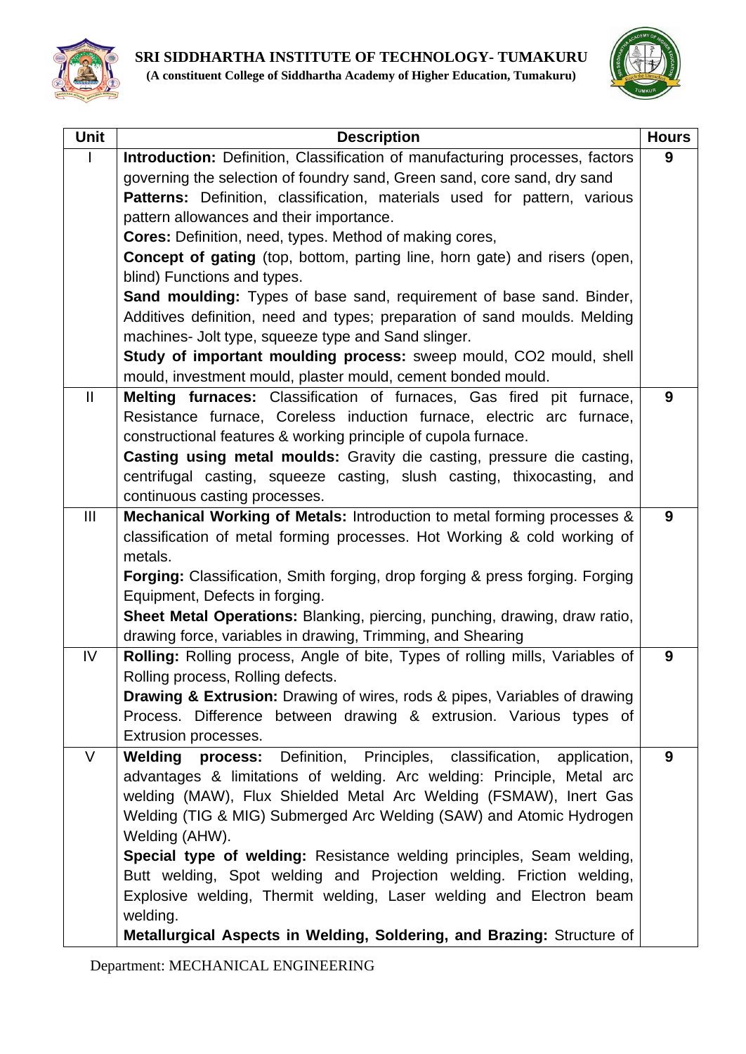| Unit | Description | Hours |
|---|---|---|
| I | **Introduction:** Definition, Classification of manufacturing processes, factors governing the selection of foundry sand, Green sand, core sand, dry sand **Patterns:** Definition, classification, materials used for pattern, various pattern allowances and their importance. **Cores:** Definition, need, types. Method of making cores, **Concept of gating** (top, bottom, parting line, horn gate) and risers (open, blind) Functions and types. **Sand moulding:** Types of base sand, requirement of base sand. Binder, Additives definition, need and types; preparation of sand moulds. Melding machines- Jolt type, squeeze type and Sand slinger. **Study of important moulding process:** sweep mould, CO2 mould, shell mould, investment mould, plaster mould, cement bonded mould. | 9 |
| II | **Melting furnaces:** Classification of furnaces, Gas fired pit furnace, Resistance furnace, Coreless induction furnace, electric arc furnace, constructional features & working principle of cupola furnace. **Casting using metal moulds:** Gravity die casting, pressure die casting, centrifugal casting, squeeze casting, slush casting, thixocasting, and continuous casting processes. | 9 |
| III | **Mechanical Working of Metals:** Introduction to metal forming processes & classification of metal forming processes. Hot Working & cold working of metals. **Forging:** Classification, Smith forging, drop forging & press forging. Forging Equipment, Defects in forging. **Sheet Metal Operations:** Blanking, piercing, punching, drawing, draw ratio, drawing force, variables in drawing, Trimming, and Shearing | 9 |
| IV | **Rolling:** Rolling process, Angle of bite, Types of rolling mills, Variables of Rolling process, Rolling defects. **Drawing & Extrusion:** Drawing of wires, rods & pipes, Variables of drawing Process. Difference between drawing & extrusion. Various types of Extrusion processes. | 9 |
| V | **Welding process:** Definition, Principles, classification, application, advantages & limitations of welding. Arc welding: Principle, Metal arc welding (MAW), Flux Shielded Metal Arc Welding (FSMAW), Inert Gas Welding (TIG & MIG) Submerged Arc Welding (SAW) and Atomic Hydrogen Welding (AHW). **Special type of welding:** Resistance welding principles, Seam welding, Butt welding, Spot welding and Projection welding. Friction welding, Explosive welding, Thermit welding, Laser welding and Electron beam welding. **Metallurgical Aspects in Welding, Soldering, and Brazing:** Structure of | 9 |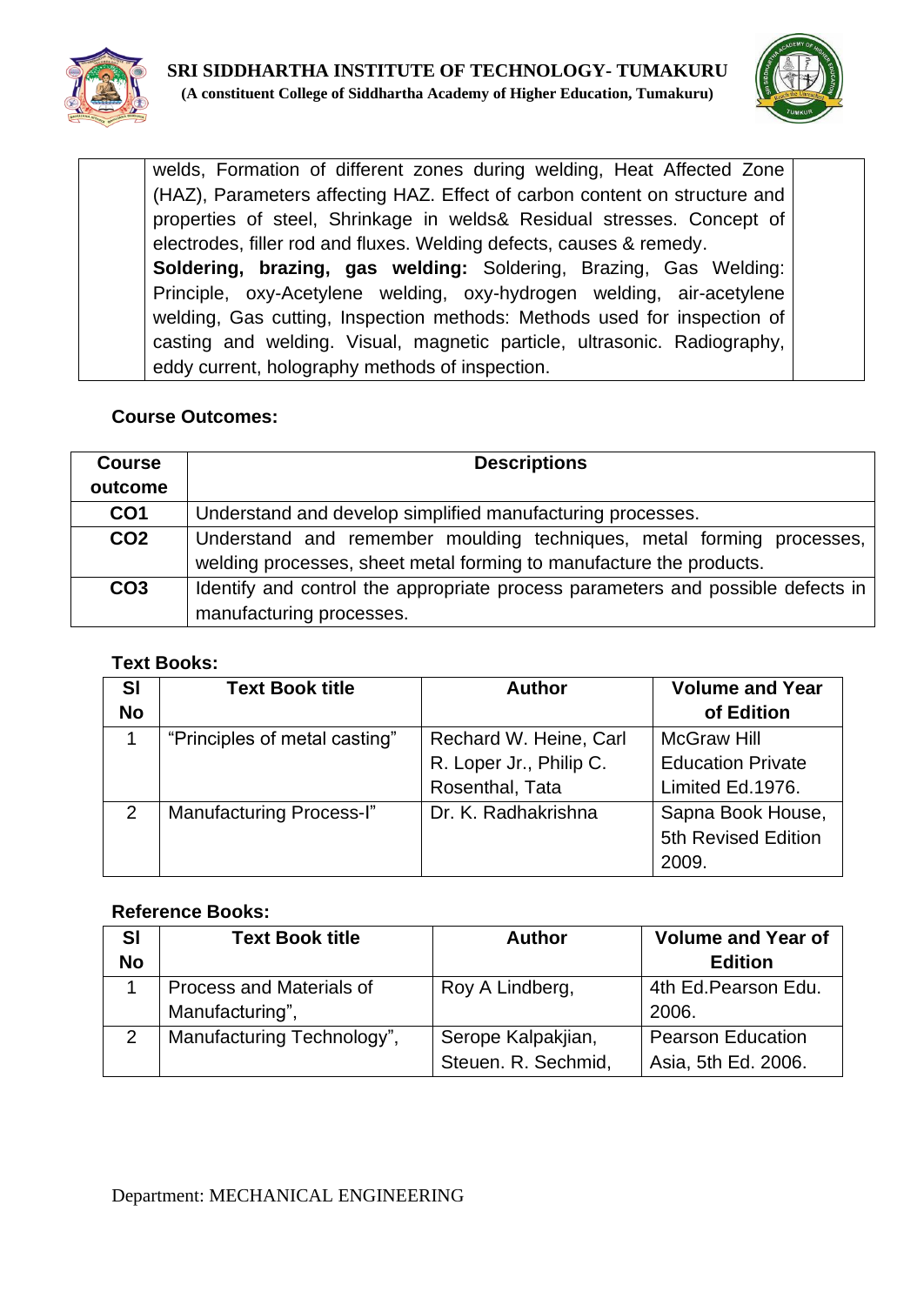| | welds, Formation of different zones during welding, Heat Affected Zone (HAZ), Parameters affecting HAZ. Effect of carbon content on structure and properties of steel, Shrinkage in welds& Residual stresses. Concept of electrodes, filler rod and fluxes. Welding defects, causes & remedy.<br>**Soldering, brazing, gas welding:** Soldering, Brazing, Gas Welding: Principle, oxy-Acetylene welding, oxy-hydrogen welding, air-acetylene welding, Gas cutting, Inspection methods: Methods used for inspection of casting and welding. Visual, magnetic particle, ultrasonic. Radiography, eddy current, holography methods of inspection. | |
|---|---|---|

**Course Outcomes:**

| Course outcome | Descriptions |
|---|---|
| CO1 | Understand and develop simplified manufacturing processes. |
| CO2 | Understand and remember moulding techniques, metal forming processes, welding processes, sheet metal forming to manufacture the products. |
| CO3 | Identify and control the appropriate process parameters and possible defects in manufacturing processes. |

**Text Books:**

| Sl No | Text Book title | Author | Volume and Year of Edition |
|---|---|---|---|
| 1 | "Principles of metal casting" | Rechard W. Heine, Carl R. Loper Jr., Philip C. Rosenthal, Tata | McGraw Hill Education Private Limited Ed.1976. |
| 2 | Manufacturing Process-I" | Dr. K. Radhakrishna | Sapna Book House, 5th Revised Edition 2009. |

**Reference Books:**

| Sl No | Text Book title | Author | Volume and Year of Edition |
|---|---|---|---|
| 1 | Process and Materials of Manufacturing", | Roy A Lindberg, | 4th Ed.Pearson Edu. 2006. |
| 2 | Manufacturing Technology", | Serope Kalpakjian, Steuen. R. Sechmid, | Pearson Education Asia, 5th Ed. 2006. |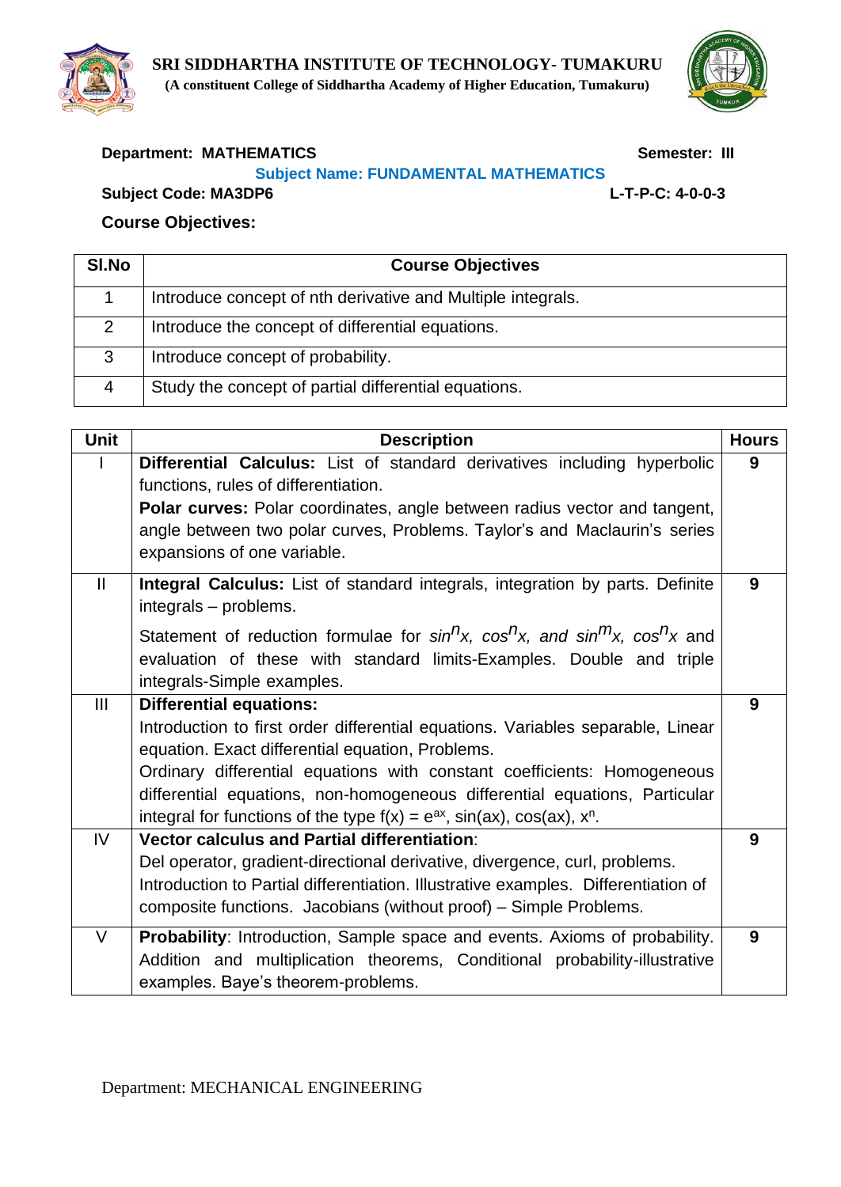**SRI SIDDHARTHA INSTITUTE OF TECHNOLOGY- TUMAKURU**
**(A constituent College of Siddhartha Academy of Higher Education, Tumakuru)**

**Department: MATHEMATICS** **Semester: III**

**Subject Name: FUNDAMENTAL MATHEMATICS**

**Subject Code: MA3DP6** **L-T-P-C: 4-0-0-3**

**Course Objectives:**

| Sl.No | Course Objectives |
|---|---|
| 1 | Introduce concept of nth derivative and Multiple integrals. |
| 2 | Introduce the concept of differential equations. |
| 3 | Introduce concept of probability. |
| 4 | Study the concept of partial differential equations. |

| Unit | Description | Hours |
|---|---|---|
| I | **Differential Calculus:** List of standard derivatives including hyperbolic functions, rules of differentiation. **Polar curves:** Polar coordinates, angle between radius vector and tangent, angle between two polar curves, Problems. Taylor's and Maclaurin's series expansions of one variable. | 9 |
| II | **Integral Calculus:** List of standard integrals, integration by parts. Definite integrals – problems. Statement of reduction formulae for $\sin^n x$, $\cos^n x$, and $\sin^m x$, $\cos^n x$ and evaluation of these with standard limits-Examples. Double and triple integrals-Simple examples. | 9 |
| III | **Differential equations:** Introduction to first order differential equations. Variables separable, Linear equation. Exact differential equation, Problems. Ordinary differential equations with constant coefficients: Homogeneous differential equations, non-homogeneous differential equations, Particular integral for functions of the type $f(x) = e^{ax}$, $\sin(ax)$, $\cos(ax)$, $x^n$. | 9 |
| IV | **Vector calculus and Partial differentiation**: Del operator, gradient-directional derivative, divergence, curl, problems. Introduction to Partial differentiation. Illustrative examples. Differentiation of composite functions. Jacobians (without proof) – Simple Problems. | 9 |
| V | **Probability**: Introduction, Sample space and events. Axioms of probability. Addition and multiplication theorems, Conditional probability-illustrative examples. Baye's theorem-problems. | 9 |

Department: MECHANICAL ENGINEERING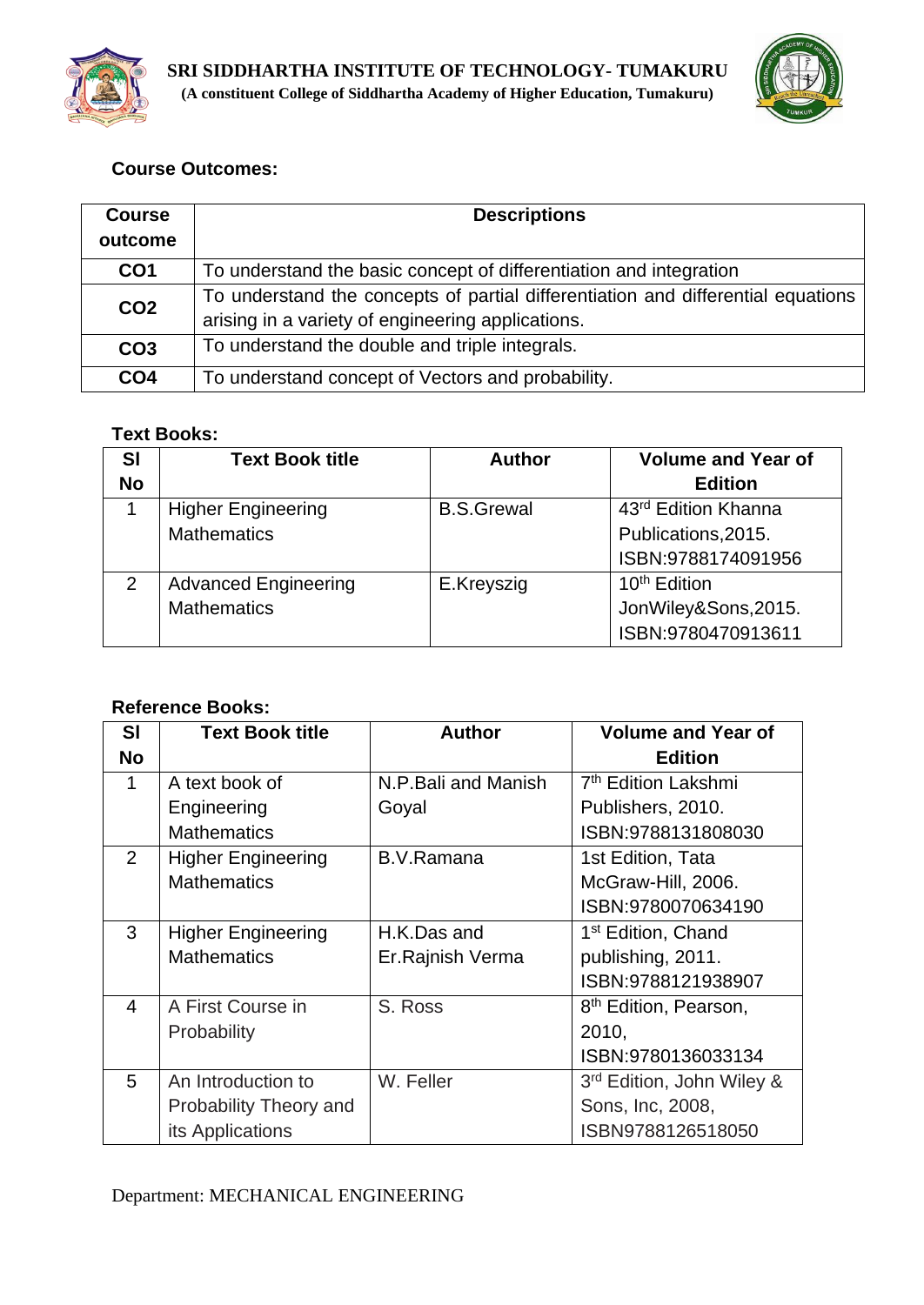**Course Outcomes:**

| Course outcome | Descriptions |
|---|---|
| CO1 | To understand the basic concept of differentiation and integration |
| CO2 | To understand the concepts of partial differentiation and differential equations arising in a variety of engineering applications. |
| CO3 | To understand the double and triple integrals. |
| CO4 | To understand concept of Vectors and probability. |

**Text Books:**

| Sl No | Text Book title | Author | Volume and Year of Edition |
|---|---|---|---|
| 1 | Higher Engineering Mathematics | B.S.Grewal | 43rd Edition Khanna Publications,2015. ISBN:9788174091956 |
| 2 | Advanced Engineering Mathematics | E.Kreyszig | 10th Edition JonWiley&Sons,2015. ISBN:9780470913611 |

**Reference Books:**

| Sl No | Text Book title | Author | Volume and Year of Edition |
|---|---|---|---|
| 1 | A text book of Engineering Mathematics | N.P.Bali and Manish Goyal | 7th Edition Lakshmi Publishers, 2010. ISBN:9788131808030 |
| 2 | Higher Engineering Mathematics | B.V.Ramana | 1st Edition, Tata McGraw-Hill, 2006. ISBN:9780070634190 |
| 3 | Higher Engineering Mathematics | H.K.Das and Er.Rajnish Verma | 1st Edition, Chand publishing, 2011. ISBN:9788121938907 |
| 4 | A First Course in Probability | S. Ross | 8th Edition, Pearson, 2010, ISBN:9780136033134 |
| 5 | An Introduction to Probability Theory and its Applications | W. Feller | 3rd Edition, John Wiley & Sons, Inc, 2008, ISBN9788126518050 |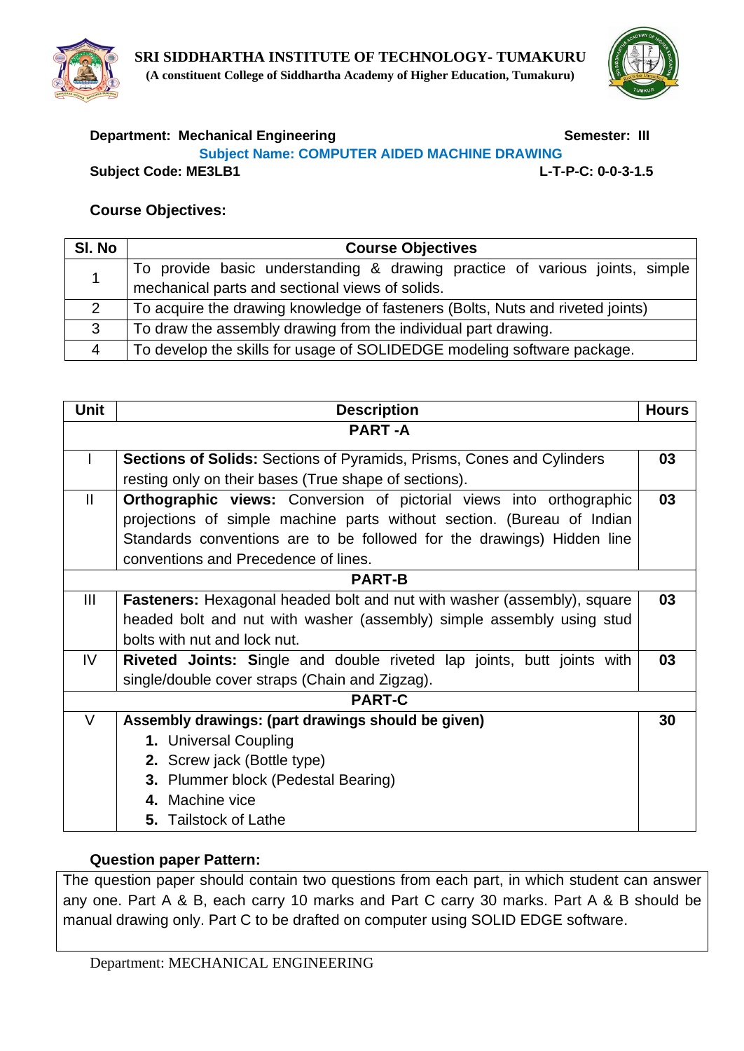**SRI SIDDHARTHA INSTITUTE OF TECHNOLOGY- TUMAKURU**
**(A constituent College of Siddhartha Academy of Higher Education, Tumakuru)**

**Department: Mechanical Engineering** **Semester: III**

**Subject Name: COMPUTER AIDED MACHINE DRAWING**

**Subject Code: ME3LB1** **L-T-P-C: 0-0-3-1.5**

**Course Objectives:**

| Sl. No | Course Objectives |
|---|---|
| 1 | To provide basic understanding & drawing practice of various joints, simple mechanical parts and sectional views of solids. |
| 2 | To acquire the drawing knowledge of fasteners (Bolts, Nuts and riveted joints) |
| 3 | To draw the assembly drawing from the individual part drawing. |
| 4 | To develop the skills for usage of SOLIDEDGE modeling software package. |

| Unit | Description | Hours |
|---|---|---|
| | **PART -A** | |
| I | **Sections of Solids:** Sections of Pyramids, Prisms, Cones and Cylinders resting only on their bases (True shape of sections). | **03** |
| II | **Orthographic views:** Conversion of pictorial views into orthographic projections of simple machine parts without section. (Bureau of Indian Standards conventions are to be followed for the drawings) Hidden line conventions and Precedence of lines. | **03** |
| | **PART-B** | |
| III | **Fasteners:** Hexagonal headed bolt and nut with washer (assembly), square headed bolt and nut with washer (assembly) simple assembly using stud bolts with nut and lock nut. | **03** |
| IV | **Riveted Joints: S**ingle and double riveted lap joints, butt joints with single/double cover straps (Chain and Zigzag). | **03** |
| | **PART-C** | |
| V | **Assembly drawings: (part drawings should be given)** <br> **1.** Universal Coupling <br> **2.** Screw jack (Bottle type) <br> **3.** Plummer block (Pedestal Bearing) <br> **4.** Machine vice <br> **5.** Tailstock of Lathe | **30** |

**Question paper Pattern:**

The question paper should contain two questions from each part, in which student can answer any one. Part A & B, each carry 10 marks and Part C carry 30 marks. Part A & B should be manual drawing only. Part C to be drafted on computer using SOLID EDGE software.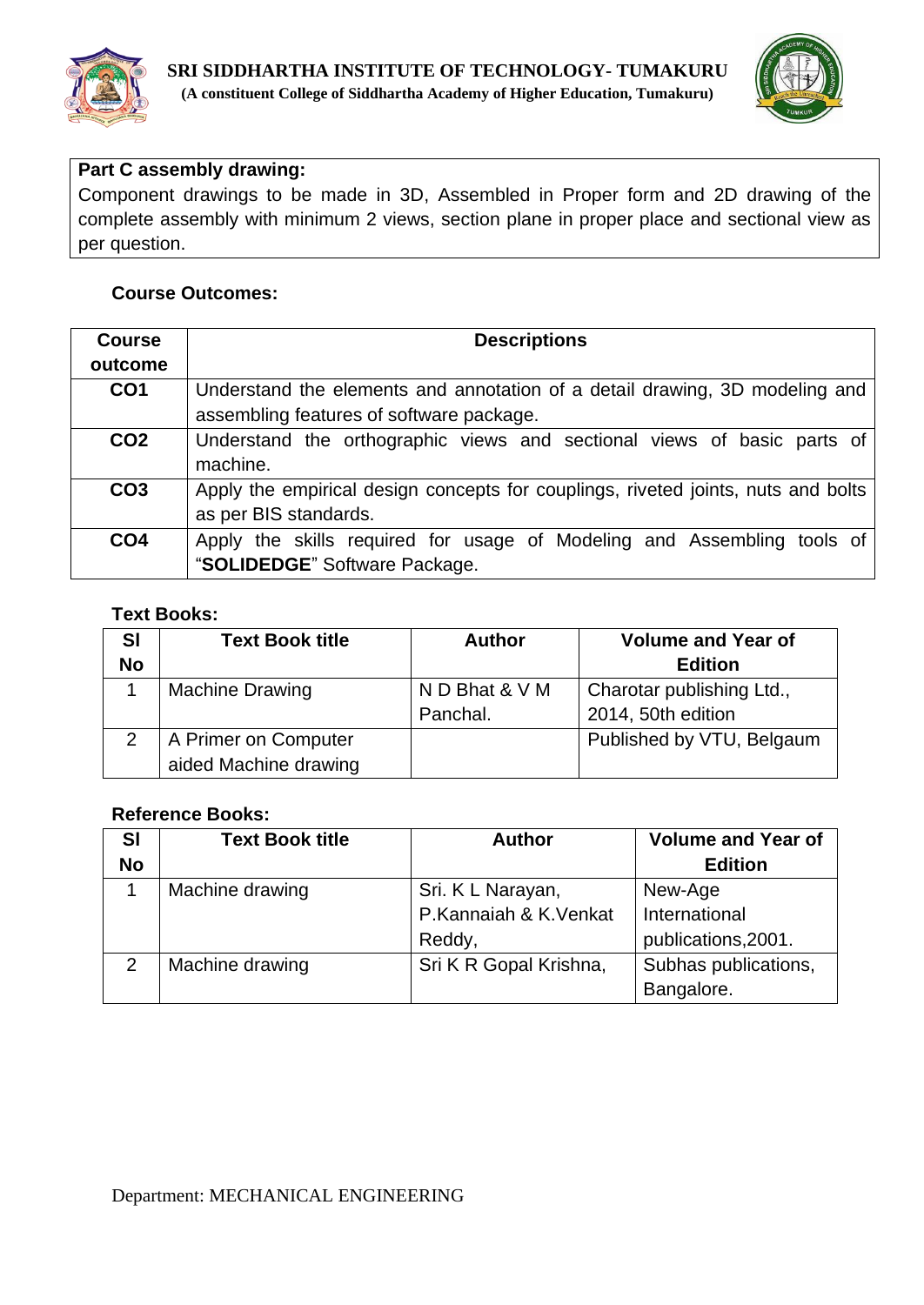**Part C assembly drawing:**

Component drawings to be made in 3D, Assembled in Proper form and 2D drawing of the complete assembly with minimum 2 views, section plane in proper place and sectional view as per question.

**Course Outcomes:**

| Course outcome | Descriptions |
|---|---|
| **CO1** | Understand the elements and annotation of a detail drawing, 3D modeling and assembling features of software package. |
| **CO2** | Understand the orthographic views and sectional views of basic parts of machine. |
| **CO3** | Apply the empirical design concepts for couplings, riveted joints, nuts and bolts as per BIS standards. |
| **CO4** | Apply the skills required for usage of Modeling and Assembling tools of "**SOLIDEDGE**" Software Package. |

**Text Books:**

| Sl No | Text Book title | Author | Volume and Year of Edition |
|---|---|---|---|
| 1 | Machine Drawing | N D Bhat & V M Panchal. | Charotar publishing Ltd., 2014, 50th edition |
| 2 | A Primer on Computer aided Machine drawing | | Published by VTU, Belgaum |

**Reference Books:**

| Sl No | Text Book title | Author | Volume and Year of Edition |
|---|---|---|---|
| 1 | Machine drawing | Sri. K L Narayan, P.Kannaiah & K.Venkat Reddy, | New-Age International publications,2001. |
| 2 | Machine drawing | Sri K R Gopal Krishna, | Subhas publications, Bangalore. |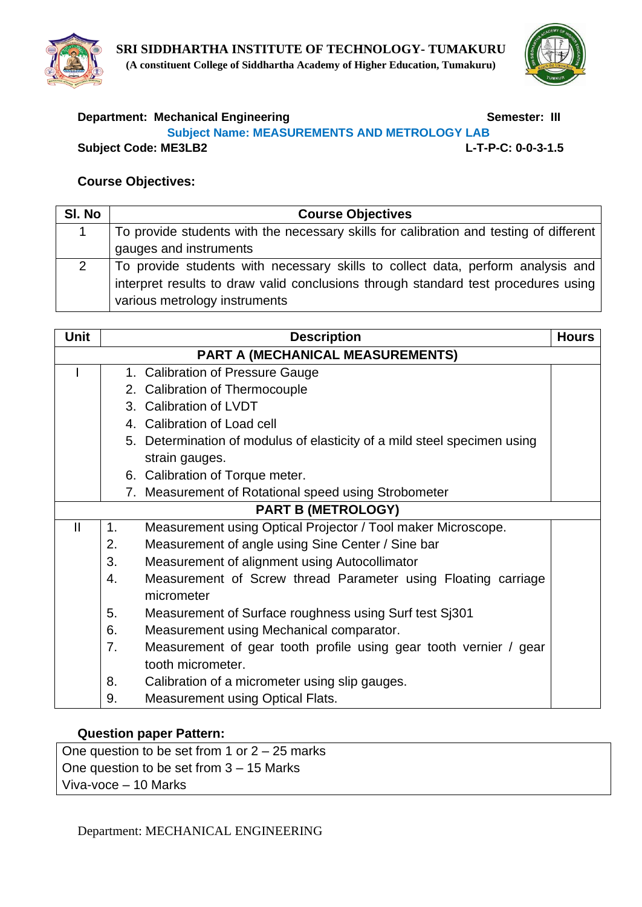**SRI SIDDHARTHA INSTITUTE OF TECHNOLOGY- TUMAKURU**
**(A constituent College of Siddhartha Academy of Higher Education, Tumakuru)**

**Department: Mechanical Engineering** **Semester: III**

**Subject Name: MEASUREMENTS AND METROLOGY LAB**

**Subject Code: ME3LB2** **L-T-P-C: 0-0-3-1.5**

## Course Objectives:

| Sl. No | Course Objectives |
|---|---|
| 1 | To provide students with the necessary skills for calibration and testing of different gauges and instruments |
| 2 | To provide students with necessary skills to collect data, perform analysis and interpret results to draw valid conclusions through standard test procedures using various metrology instruments |

| Unit | Description | Hours |
|---|---|---|
| | **PART A (MECHANICAL MEASUREMENTS)** | |
| I | 1. Calibration of Pressure Gauge<br>2. Calibration of Thermocouple<br>3. Calibration of LVDT<br>4. Calibration of Load cell<br>5. Determination of modulus of elasticity of a mild steel specimen using strain gauges.<br>6. Calibration of Torque meter.<br>7. Measurement of Rotational speed using Strobometer | |
| | **PART B (METROLOGY)** | |
| II | 1. Measurement using Optical Projector / Tool maker Microscope.<br>2. Measurement of angle using Sine Center / Sine bar<br>3. Measurement of alignment using Autocollimator<br>4. Measurement of Screw thread Parameter using Floating carriage micrometer<br>5. Measurement of Surface roughness using Surf test Sj301<br>6. Measurement using Mechanical comparator.<br>7. Measurement of gear tooth profile using gear tooth vernier / gear tooth micrometer.<br>8. Calibration of a micrometer using slip gauges.<br>9. Measurement using Optical Flats. | |

## Question paper Pattern:

One question to be set from 1 or 2 – 25 marks
One question to be set from 3 – 15 Marks
Viva-voce – 10 Marks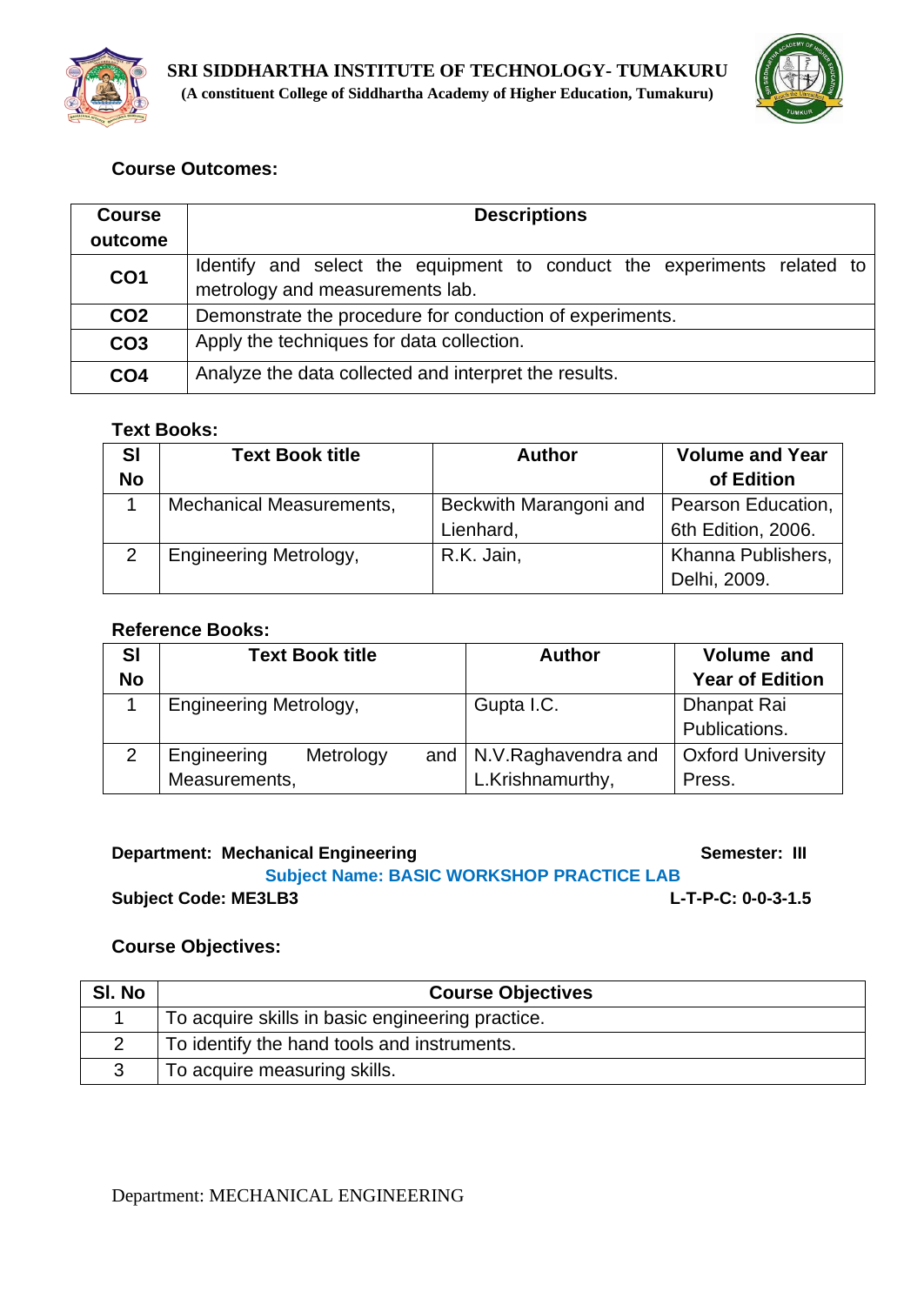**Course Outcomes:**

| Course outcome | Descriptions |
|---|---|
| CO1 | Identify and select the equipment to conduct the experiments related to metrology and measurements lab. |
| CO2 | Demonstrate the procedure for conduction of experiments. |
| CO3 | Apply the techniques for data collection. |
| CO4 | Analyze the data collected and interpret the results. |

**Text Books:**

| Sl No | Text Book title | Author | Volume and Year of Edition |
|---|---|---|---|
| 1 | Mechanical Measurements, | Beckwith Marangoni and Lienhard, | Pearson Education, 6th Edition, 2006. |
| 2 | Engineering Metrology, | R.K. Jain, | Khanna Publishers, Delhi, 2009. |

**Reference Books:**

| Sl No | Text Book title | Author | Volume and Year of Edition |
|---|---|---|---|
| 1 | Engineering Metrology, | Gupta I.C. | Dhanpat Rai Publications. |
| 2 | Engineering Metrology and Measurements, | N.V.Raghavendra and L.Krishnamurthy, | Oxford University Press. |

**Department: Mechanical Engineering** **Semester: III**

**Subject Name: BASIC WORKSHOP PRACTICE LAB**

**Subject Code: ME3LB3** **L-T-P-C: 0-0-3-1.5**

**Course Objectives:**

| Sl. No | Course Objectives |
|---|---|
| 1 | To acquire skills in basic engineering practice. |
| 2 | To identify the hand tools and instruments. |
| 3 | To acquire measuring skills. |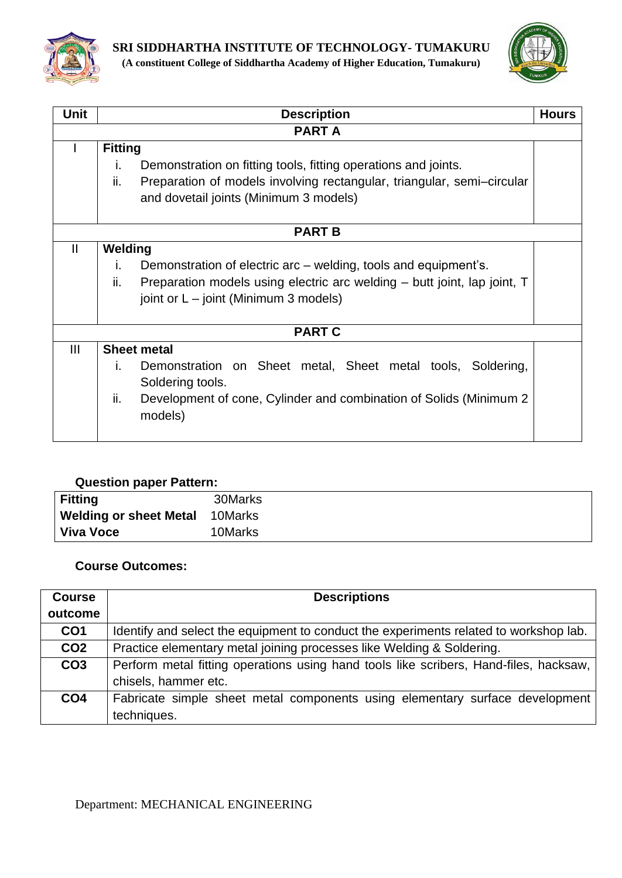| Unit | Description | Hours |
|---|---|---|
| | **PART A** | |
| I | **Fitting**<br>i. Demonstration on fitting tools, fitting operations and joints.<br>ii. Preparation of models involving rectangular, triangular, semi–circular and dovetail joints (Minimum 3 models) | |
| | **PART B** | |
| II | **Welding**<br>i. Demonstration of electric arc – welding, tools and equipment's.<br>ii. Preparation models using electric arc welding – butt joint, lap joint, T joint or L – joint (Minimum 3 models) | |
| | **PART C** | |
| III | **Sheet metal**<br>i. Demonstration on Sheet metal, Sheet metal tools, Soldering, Soldering tools.<br>ii. Development of cone, Cylinder and combination of Solids (Minimum 2 models) | |

**Question paper Pattern:**

| | |
|---|---|
| **Fitting** | 30Marks |
| **Welding or sheet Metal** | 10Marks |
| **Viva Voce** | 10Marks |

**Course Outcomes:**

| Course outcome | Descriptions |
|---|---|
| **CO1** | Identify and select the equipment to conduct the experiments related to workshop lab. |
| **CO2** | Practice elementary metal joining processes like Welding & Soldering. |
| **CO3** | Perform metal fitting operations using hand tools like scribers, Hand-files, hacksaw, chisels, hammer etc. |
| **CO4** | Fabricate simple sheet metal components using elementary surface development techniques. |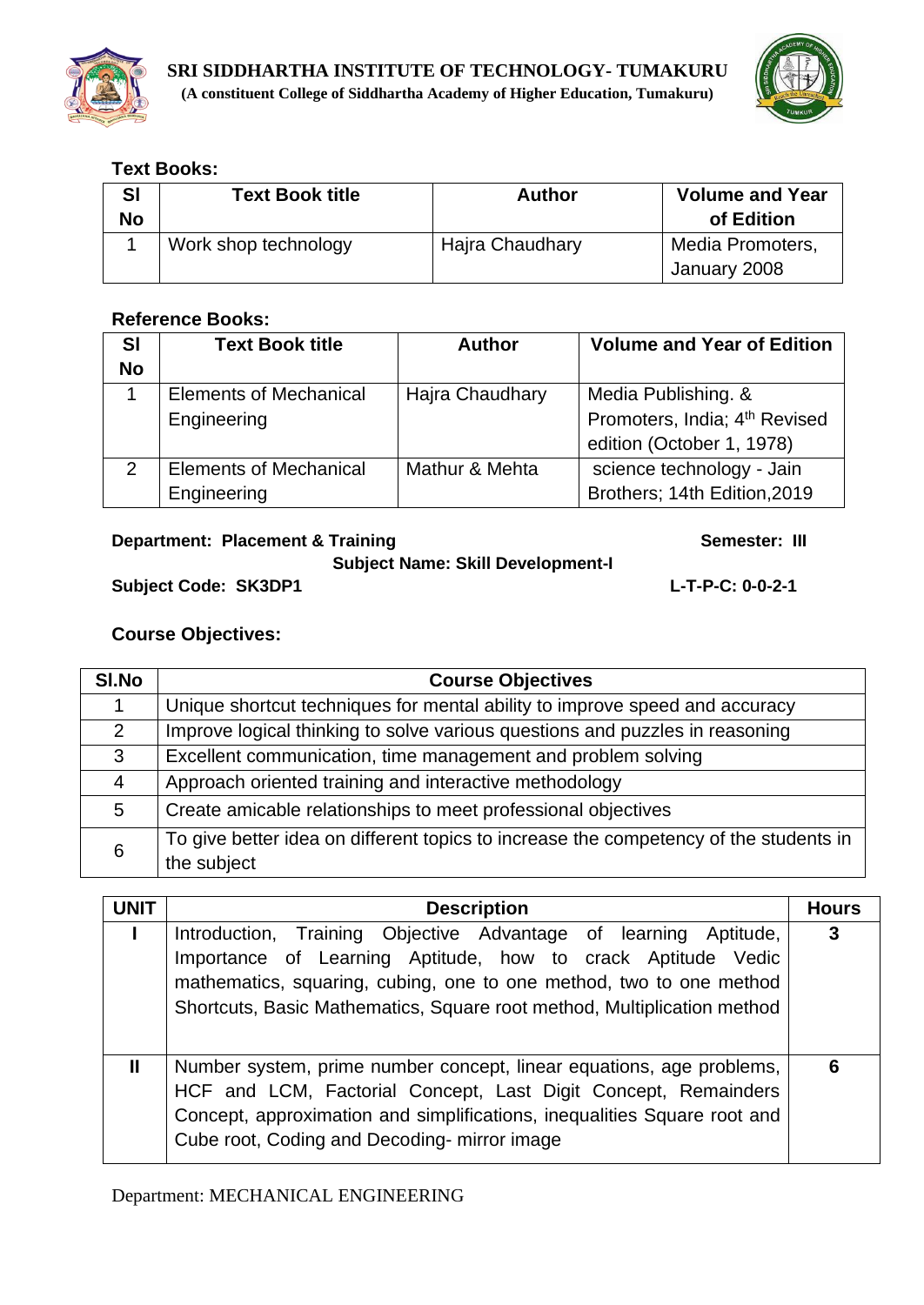**Text Books:**

| Sl No | Text Book title | Author | Volume and Year of Edition |
|---|---|---|---|
| 1 | Work shop technology | Hajra Chaudhary | Media Promoters, January 2008 |

**Reference Books:**

| Sl No | Text Book title | Author | Volume and Year of Edition |
|---|---|---|---|
| 1 | Elements of Mechanical Engineering | Hajra Chaudhary | Media Publishing. & Promoters, India; 4th Revised edition (October 1, 1978) |
| 2 | Elements of Mechanical Engineering | Mathur & Mehta | science technology - Jain Brothers; 14th Edition,2019 |

**Department: Placement & Training** **Semester: III**

**Subject Name: Skill Development-I**

**Subject Code: SK3DP1** **L-T-P-C: 0-0-2-1**

**Course Objectives:**

| Sl.No | Course Objectives |
|---|---|
| 1 | Unique shortcut techniques for mental ability to improve speed and accuracy |
| 2 | Improve logical thinking to solve various questions and puzzles in reasoning |
| 3 | Excellent communication, time management and problem solving |
| 4 | Approach oriented training and interactive methodology |
| 5 | Create amicable relationships to meet professional objectives |
| 6 | To give better idea on different topics to increase the competency of the students in the subject |

| UNIT | Description | Hours |
|---|---|---|
| I | Introduction, Training Objective Advantage of learning Aptitude, Importance of Learning Aptitude, how to crack Aptitude Vedic mathematics, squaring, cubing, one to one method, two to one method Shortcuts, Basic Mathematics, Square root method, Multiplication method | 3 |
| II | Number system, prime number concept, linear equations, age problems, HCF and LCM, Factorial Concept, Last Digit Concept, Remainders Concept, approximation and simplifications, inequalities Square root and Cube root, Coding and Decoding- mirror image | 6 |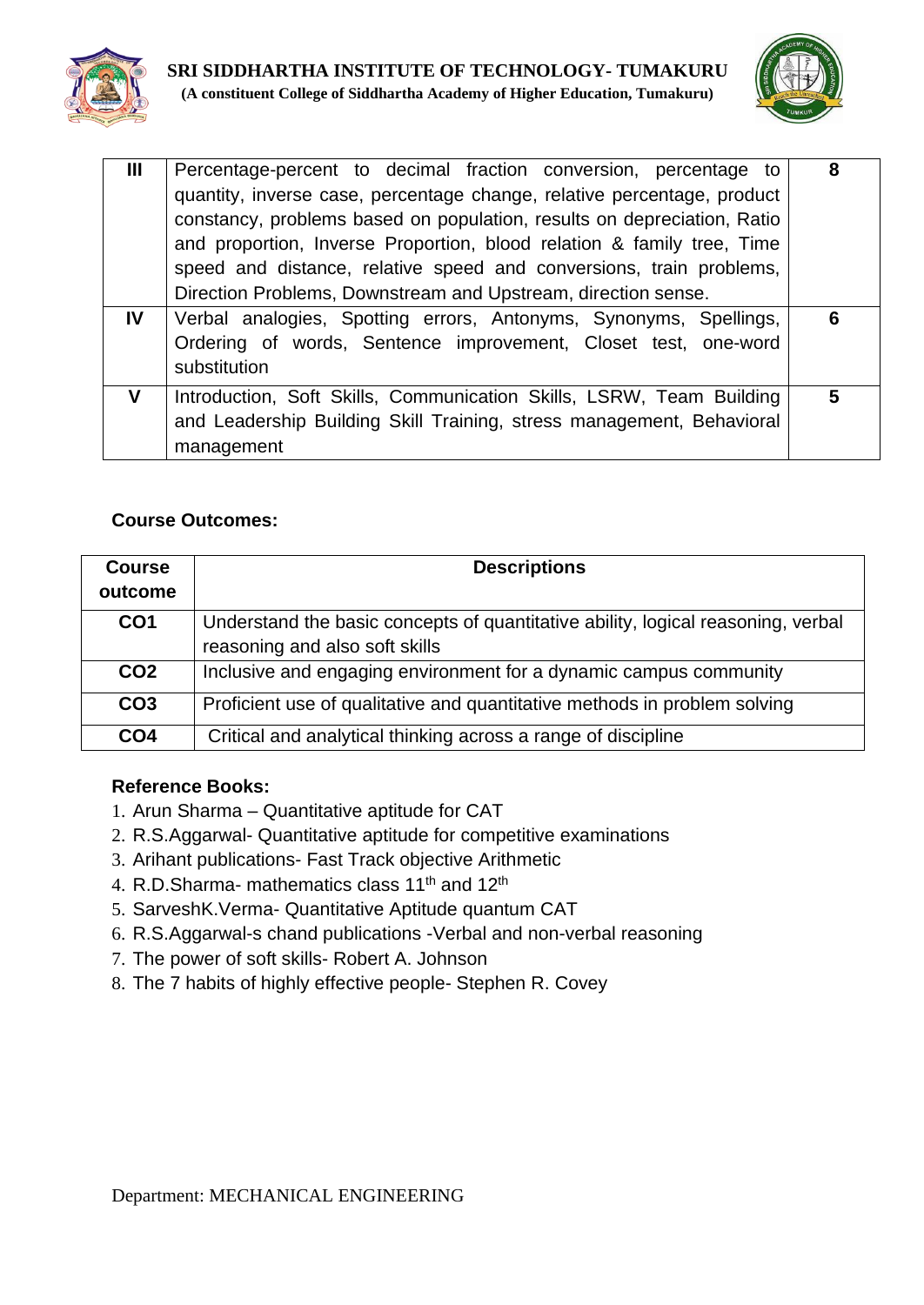| III | Percentage-percent to decimal fraction conversion, percentage to quantity, inverse case, percentage change, relative percentage, product constancy, problems based on population, results on depreciation, Ratio and proportion, Inverse Proportion, blood relation & family tree, Time speed and distance, relative speed and conversions, train problems, Direction Problems, Downstream and Upstream, direction sense. | 8 |
|---|---|---|
| IV | Verbal analogies, Spotting errors, Antonyms, Synonyms, Spellings, Ordering of words, Sentence improvement, Closet test, one-word substitution | 6 |
| V | Introduction, Soft Skills, Communication Skills, LSRW, Team Building and Leadership Building Skill Training, stress management, Behavioral management | 5 |

**Course Outcomes:**

| Course outcome | Descriptions |
|---|---|
| CO1 | Understand the basic concepts of quantitative ability, logical reasoning, verbal reasoning and also soft skills |
| CO2 | Inclusive and engaging environment for a dynamic campus community |
| CO3 | Proficient use of qualitative and quantitative methods in problem solving |
| CO4 | Critical and analytical thinking across a range of discipline |

**Reference Books:**

1. Arun Sharma – Quantitative aptitude for CAT
2. R.S.Aggarwal- Quantitative aptitude for competitive examinations
3. Arihant publications- Fast Track objective Arithmetic
4. R.D.Sharma- mathematics class 11th and 12th
5. SarveshK.Verma- Quantitative Aptitude quantum CAT
6. R.S.Aggarwal-s chand publications -Verbal and non-verbal reasoning
7. The power of soft skills- Robert A. Johnson
8. The 7 habits of highly effective people- Stephen R. Covey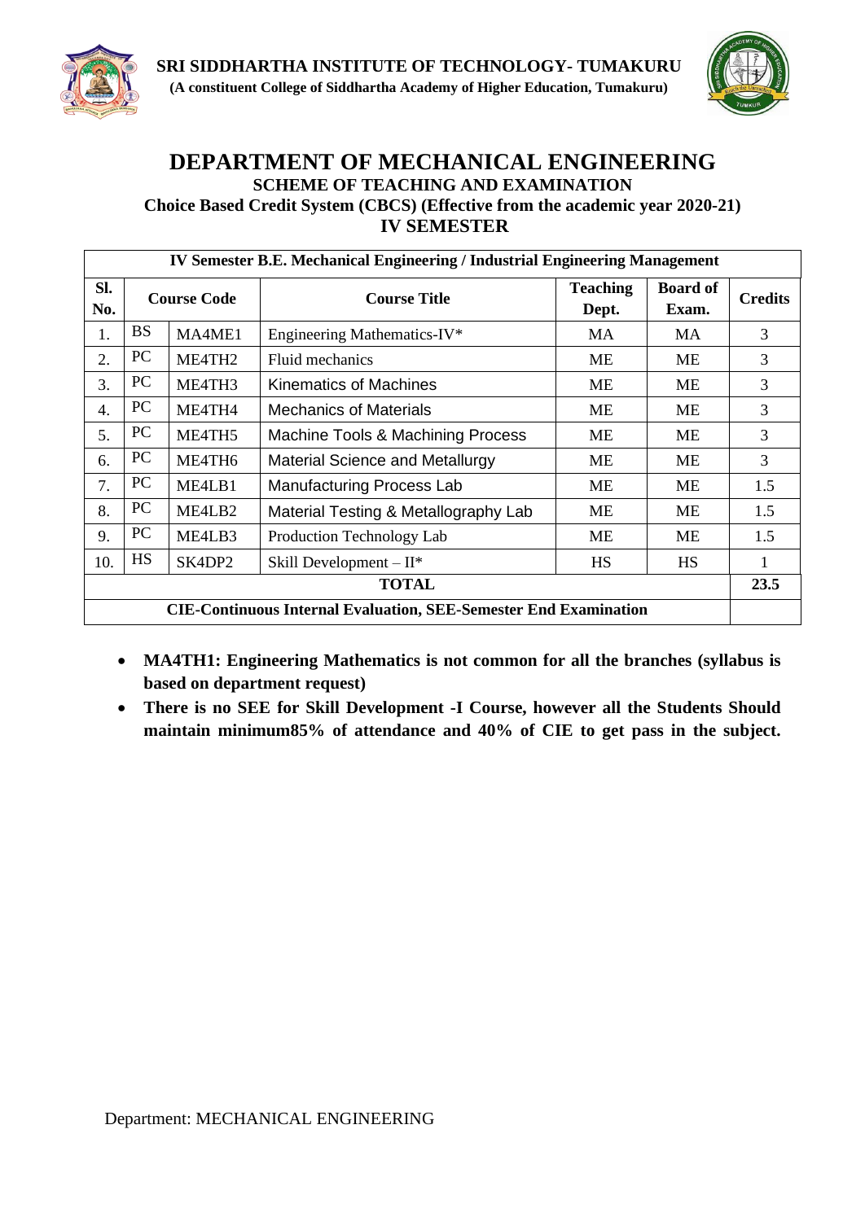**SRI SIDDHARTHA INSTITUTE OF TECHNOLOGY- TUMAKURU**
**(A constituent College of Siddhartha Academy of Higher Education, Tumakuru)**

# DEPARTMENT OF MECHANICAL ENGINEERING

## SCHEME OF TEACHING AND EXAMINATION

### Choice Based Credit System (CBCS) (Effective from the academic year 2020-21)

### IV SEMESTER

| IV Semester B.E. Mechanical Engineering / Industrial Engineering Management | | | | | | |
|---|---|---|---|---|---|---|
| **Sl. No.** | **Course Code** | | **Course Title** | **Teaching Dept.** | **Board of Exam.** | **Credits** |
| 1. | BS | MA4ME1 | Engineering Mathematics-IV* | MA | MA | 3 |
| 2. | PC | ME4TH2 | Fluid mechanics | ME | ME | 3 |
| 3. | PC | ME4TH3 | Kinematics of Machines | ME | ME | 3 |
| 4. | PC | ME4TH4 | Mechanics of Materials | ME | ME | 3 |
| 5. | PC | ME4TH5 | Machine Tools & Machining Process | ME | ME | 3 |
| 6. | PC | ME4TH6 | Material Science and Metallurgy | ME | ME | 3 |
| 7. | PC | ME4LB1 | Manufacturing Process Lab | ME | ME | 1.5 |
| 8. | PC | ME4LB2 | Material Testing & Metallography Lab | ME | ME | 1.5 |
| 9. | PC | ME4LB3 | Production Technology Lab | ME | ME | 1.5 |
| 10. | HS | SK4DP2 | Skill Development – II* | HS | HS | 1 |
| **TOTAL** | | | | | | **23.5** |
| **CIE-Continuous Internal Evaluation, SEE-Semester End Examination** | | | | | | |

- **MA4TH1: Engineering Mathematics is not common for all the branches (syllabus is based on department request)**
- **There is no SEE for Skill Development -I Course, however all the Students Should maintain minimum85% of attendance and 40% of CIE to get pass in the subject.**

Department: MECHANICAL ENGINEERING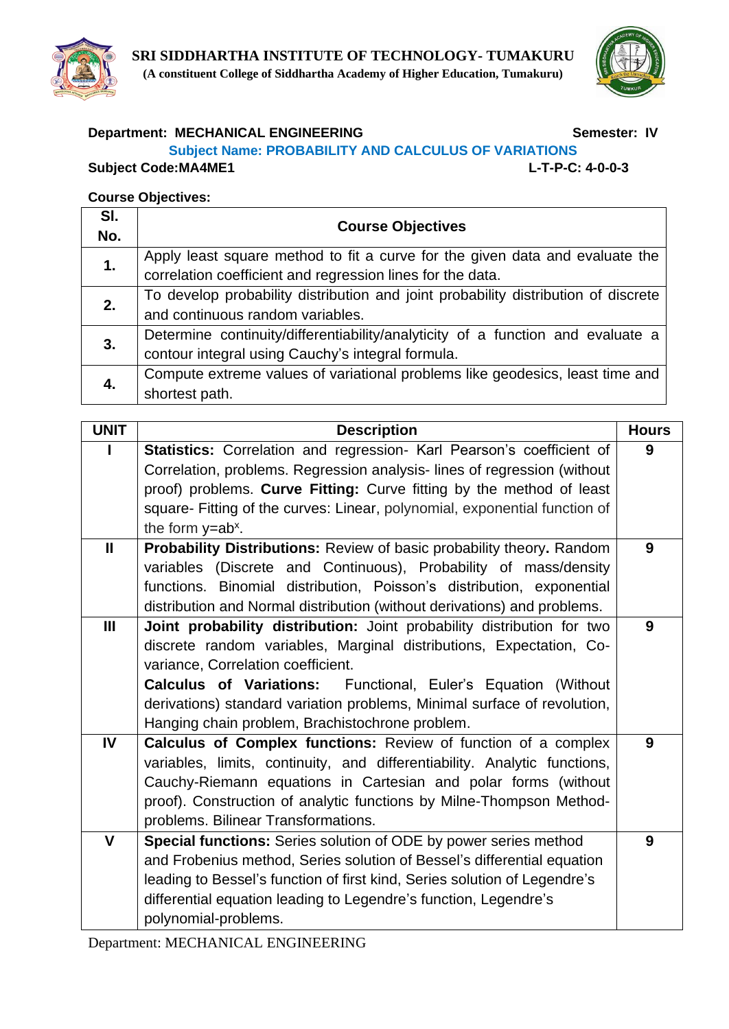# SRI SIDDHARTHA INSTITUTE OF TECHNOLOGY- TUMAKURU

**(A constituent College of Siddhartha Academy of Higher Education, Tumakuru)**

**Department: MECHANICAL ENGINEERING** **Semester: IV**

**Subject Name: PROBABILITY AND CALCULUS OF VARIATIONS**

**Subject Code:MA4ME1** **L-T-P-C: 4-0-0-3**

**Course Objectives:**

| Sl. No. | Course Objectives |
|---|---|
| **1.** | Apply least square method to fit a curve for the given data and evaluate the correlation coefficient and regression lines for the data. |
| **2.** | To develop probability distribution and joint probability distribution of discrete and continuous random variables. |
| **3.** | Determine continuity/differentiability/analyticity of a function and evaluate a contour integral using Cauchy's integral formula. |
| **4.** | Compute extreme values of variational problems like geodesics, least time and shortest path. |

| UNIT | Description | Hours |
|---|---|---|
| **I** | **Statistics:** Correlation and regression- Karl Pearson's coefficient of Correlation, problems. Regression analysis- lines of regression (without proof) problems. **Curve Fitting:** Curve fitting by the method of least square- Fitting of the curves: Linear, polynomial, exponential function of the form $y=ab^x$. | **9** |
| **II** | **Probability Distributions:** Review of basic probability theory**.** Random variables (Discrete and Continuous), Probability of mass/density functions. Binomial distribution, Poisson's distribution, exponential distribution and Normal distribution (without derivations) and problems. | **9** |
| **III** | **Joint probability distribution:** Joint probability distribution for two discrete random variables, Marginal distributions, Expectation, Co-variance, Correlation coefficient. **Calculus of Variations:** Functional, Euler's Equation (Without derivations) standard variation problems, Minimal surface of revolution, Hanging chain problem, Brachistochrone problem. | **9** |
| **IV** | **Calculus of Complex functions:** Review of function of a complex variables, limits, continuity, and differentiability. Analytic functions, Cauchy-Riemann equations in Cartesian and polar forms (without proof). Construction of analytic functions by Milne-Thompson Method-problems. Bilinear Transformations. | **9** |
| **V** | **Special functions:** Series solution of ODE by power series method and Frobenius method, Series solution of Bessel's differential equation leading to Bessel's function of first kind, Series solution of Legendre's differential equation leading to Legendre's function, Legendre's polynomial-problems. | **9** |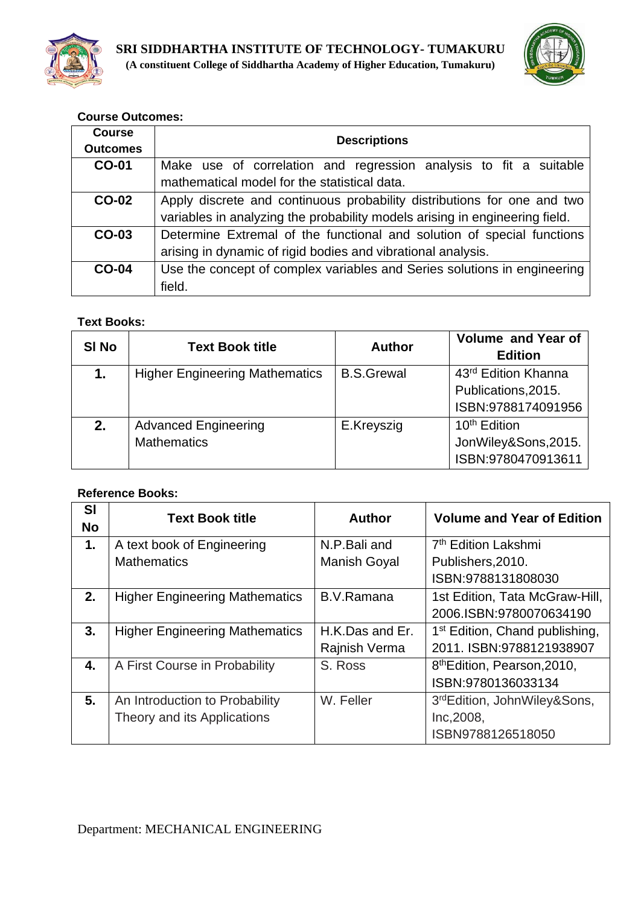**Course Outcomes:**

| Course Outcomes | Descriptions |
|---|---|
| **CO-01** | Make use of correlation and regression analysis to fit a suitable mathematical model for the statistical data. |
| **CO-02** | Apply discrete and continuous probability distributions for one and two variables in analyzing the probability models arising in engineering field. |
| **CO-03** | Determine Extremal of the functional and solution of special functions arising in dynamic of rigid bodies and vibrational analysis. |
| **CO-04** | Use the concept of complex variables and Series solutions in engineering field. |

**Text Books:**

| Sl No | Text Book title | Author | Volume and Year of Edition |
|---|---|---|---|
| **1.** | Higher Engineering Mathematics | B.S.Grewal | 43rd Edition Khanna Publications,2015. ISBN:9788174091956 |
| **2.** | Advanced Engineering Mathematics | E.Kreyszig | 10th Edition JonWiley&Sons,2015. ISBN:9780470913611 |

**Reference Books:**

| Sl No | Text Book title | Author | Volume and Year of Edition |
|---|---|---|---|
| **1.** | A text book of Engineering Mathematics | N.P.Bali and Manish Goyal | 7th Edition Lakshmi Publishers,2010. ISBN:9788131808030 |
| **2.** | Higher Engineering Mathematics | B.V.Ramana | 1st Edition, Tata McGraw-Hill, 2006.ISBN:9780070634190 |
| **3.** | Higher Engineering Mathematics | H.K.Das and Er. Rajnish Verma | 1st Edition, Chand publishing, 2011. ISBN:9788121938907 |
| **4.** | A First Course in Probability | S. Ross | 8thEdition, Pearson,2010, ISBN:9780136033134 |
| **5.** | An Introduction to Probability Theory and its Applications | W. Feller | 3rdEdition, JohnWiley&Sons, Inc,2008, ISBN9788126518050 |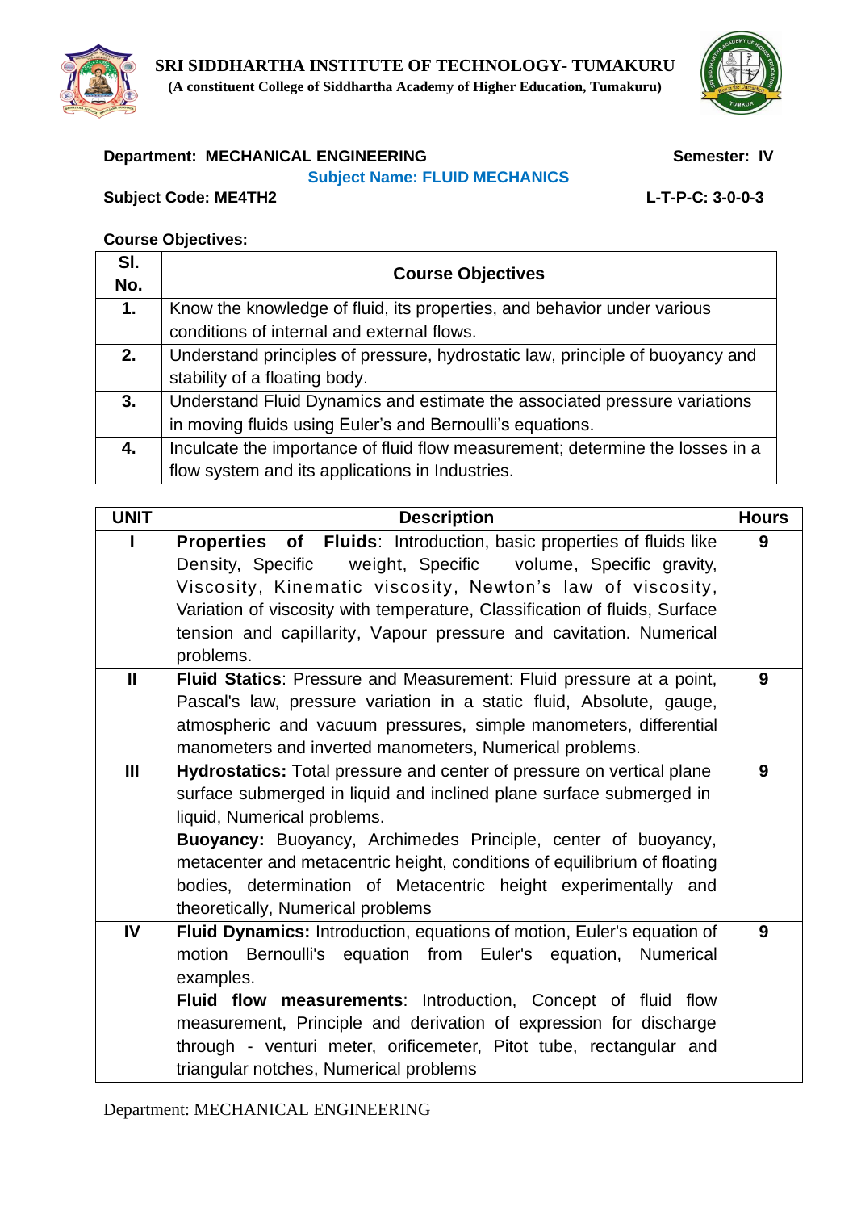**SRI SIDDHARTHA INSTITUTE OF TECHNOLOGY- TUMAKURU**

**(A constituent College of Siddhartha Academy of Higher Education, Tumakuru)**

**Department: MECHANICAL ENGINEERING** **Semester: IV**

**Subject Name: FLUID MECHANICS**

**Subject Code: ME4TH2** **L-T-P-C: 3-0-0-3**

**Course Objectives:**

| Sl. No. | Course Objectives |
|---|---|
| **1.** | Know the knowledge of fluid, its properties, and behavior under various conditions of internal and external flows. |
| **2.** | Understand principles of pressure, hydrostatic law, principle of buoyancy and stability of a floating body. |
| **3.** | Understand Fluid Dynamics and estimate the associated pressure variations in moving fluids using Euler's and Bernoulli's equations. |
| **4.** | Inculcate the importance of fluid flow measurement; determine the losses in a flow system and its applications in Industries. |

| UNIT | Description | Hours |
|---|---|---|
| **I** | **Properties of Fluids**: Introduction, basic properties of fluids like Density, Specific weight, Specific volume, Specific gravity, Viscosity, Kinematic viscosity, Newton's law of viscosity, Variation of viscosity with temperature, Classification of fluids, Surface tension and capillarity, Vapour pressure and cavitation. Numerical problems. | **9** |
| **II** | **Fluid Statics**: Pressure and Measurement: Fluid pressure at a point, Pascal's law, pressure variation in a static fluid, Absolute, gauge, atmospheric and vacuum pressures, simple manometers, differential manometers and inverted manometers, Numerical problems. | **9** |
| **III** | **Hydrostatics:** Total pressure and center of pressure on vertical plane surface submerged in liquid and inclined plane surface submerged in liquid, Numerical problems.<br>**Buoyancy:** Buoyancy, Archimedes Principle, center of buoyancy, metacenter and metacentric height, conditions of equilibrium of floating bodies, determination of Metacentric height experimentally and theoretically, Numerical problems | **9** |
| **IV** | **Fluid Dynamics:** Introduction, equations of motion, Euler's equation of motion Bernoulli's equation from Euler's equation, Numerical examples.<br>**Fluid flow measurements**: Introduction, Concept of fluid flow measurement, Principle and derivation of expression for discharge through - venturi meter, orificemeter, Pitot tube, rectangular and triangular notches, Numerical problems | **9** |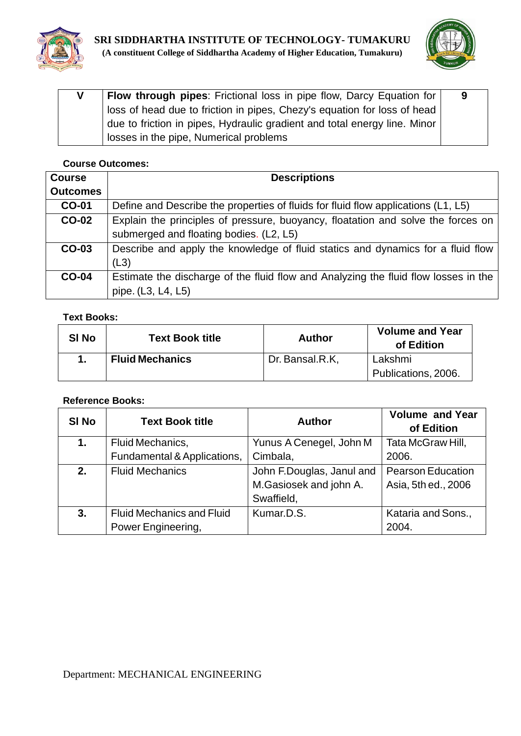| V | **Flow through pipes**: Frictional loss in pipe flow, Darcy Equation for loss of head due to friction in pipes, Chezy's equation for loss of head due to friction in pipes, Hydraulic gradient and total energy line. Minor losses in the pipe, Numerical problems | 9 |
|---|---|---|

**Course Outcomes:**

| Course Outcomes | Descriptions |
|---|---|
| **CO-01** | Define and Describe the properties of fluids for fluid flow applications (L1, L5) |
| **CO-02** | Explain the principles of pressure, buoyancy, floatation and solve the forces on submerged and floating bodies. (L2, L5) |
| **CO-03** | Describe and apply the knowledge of fluid statics and dynamics for a fluid flow (L3) |
| **CO-04** | Estimate the discharge of the fluid flow and Analyzing the fluid flow losses in the pipe. (L3, L4, L5) |

**Text Books:**

| Sl No | Text Book title | Author | Volume and Year of Edition |
|---|---|---|---|
| **1.** | **Fluid Mechanics** | Dr. Bansal.R.K, | Lakshmi Publications, 2006. |

**Reference Books:**

| Sl No | Text Book title | Author | Volume and Year of Edition |
|---|---|---|---|
| **1.** | Fluid Mechanics, Fundamental & Applications, | Yunus A Cenegel, John M Cimbala, | Tata McGraw Hill, 2006. |
| **2.** | Fluid Mechanics | John F.Douglas, Janul and M.Gasiosek and john A. Swaffield, | Pearson Education Asia, 5th ed., 2006 |
| **3.** | Fluid Mechanics and Fluid Power Engineering, | Kumar.D.S. | Kataria and Sons., 2004. |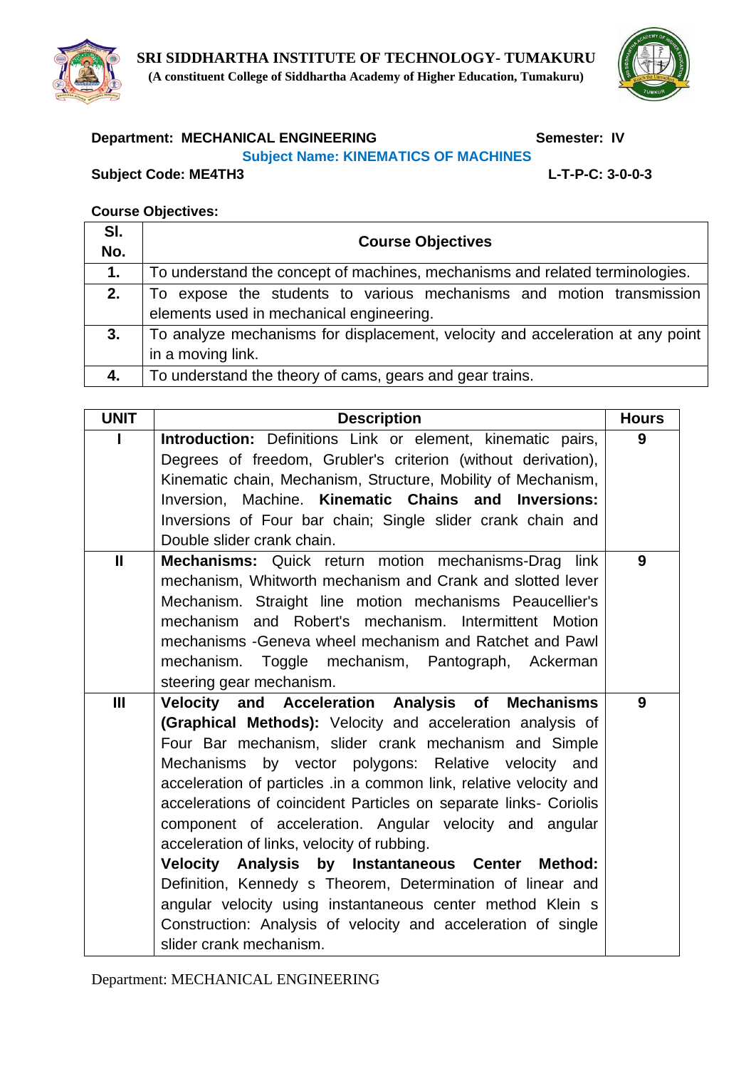**SRI SIDDHARTHA INSTITUTE OF TECHNOLOGY- TUMAKURU**
**(A constituent College of Siddhartha Academy of Higher Education, Tumakuru)**

**Department: MECHANICAL ENGINEERING** **Semester: IV**

**Subject Name: KINEMATICS OF MACHINES**

**Subject Code: ME4TH3** **L-T-P-C: 3-0-0-3**

**Course Objectives:**

| Sl. No. | Course Objectives |
|---|---|
| **1.** | To understand the concept of machines, mechanisms and related terminologies. |
| **2.** | To expose the students to various mechanisms and motion transmission elements used in mechanical engineering. |
| **3.** | To analyze mechanisms for displacement, velocity and acceleration at any point in a moving link. |
| **4.** | To understand the theory of cams, gears and gear trains. |

| UNIT | Description | Hours |
|---|---|---|
| **I** | **Introduction:** Definitions Link or element, kinematic pairs, Degrees of freedom, Grubler's criterion (without derivation), Kinematic chain, Mechanism, Structure, Mobility of Mechanism, Inversion, Machine. **Kinematic Chains and Inversions:** Inversions of Four bar chain; Single slider crank chain and Double slider crank chain. | **9** |
| **II** | **Mechanisms:** Quick return motion mechanisms-Drag link mechanism, Whitworth mechanism and Crank and slotted lever Mechanism. Straight line motion mechanisms Peaucellier's mechanism and Robert's mechanism. Intermittent Motion mechanisms -Geneva wheel mechanism and Ratchet and Pawl mechanism. Toggle mechanism, Pantograph, Ackerman steering gear mechanism. | **9** |
| **III** | **Velocity and Acceleration Analysis of Mechanisms (Graphical Methods):** Velocity and acceleration analysis of Four Bar mechanism, slider crank mechanism and Simple Mechanisms by vector polygons: Relative velocity and acceleration of particles .in a common link, relative velocity and accelerations of coincident Particles on separate links- Coriolis component of acceleration. Angular velocity and angular acceleration of links, velocity of rubbing. **Velocity Analysis by Instantaneous Center Method:** Definition, Kennedy s Theorem, Determination of linear and angular velocity using instantaneous center method Klein s Construction: Analysis of velocity and acceleration of single slider crank mechanism. | **9** |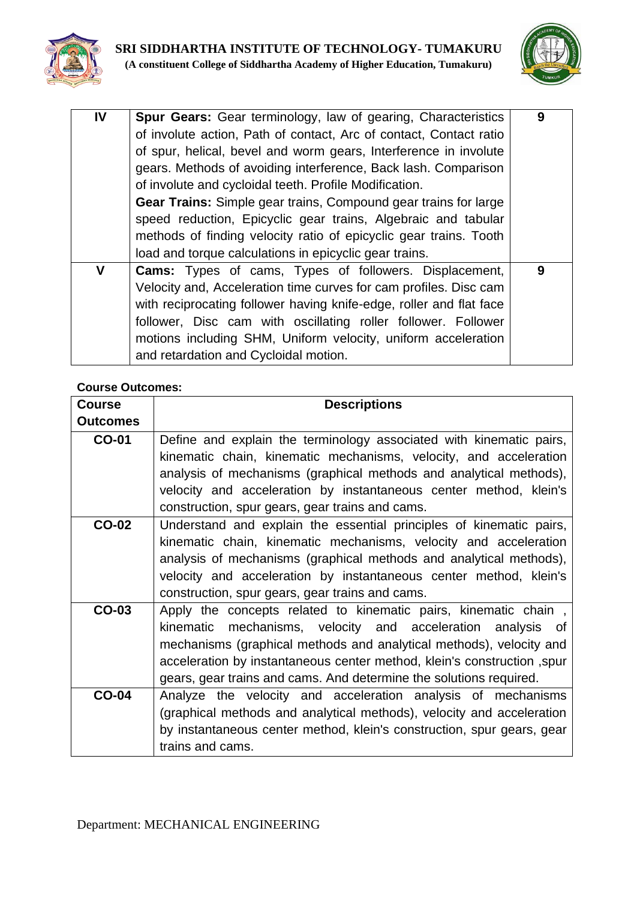| IV | **Spur Gears:** Gear terminology, law of gearing, Characteristics of involute action, Path of contact, Arc of contact, Contact ratio of spur, helical, bevel and worm gears, Interference in involute gears. Methods of avoiding interference, Back lash. Comparison of involute and cycloidal teeth. Profile Modification.<br>**Gear Trains:** Simple gear trains, Compound gear trains for large speed reduction, Epicyclic gear trains, Algebraic and tabular methods of finding velocity ratio of epicyclic gear trains. Tooth load and torque calculations in epicyclic gear trains. | 9 |
|---|---|---|
| V | **Cams:** Types of cams, Types of followers. Displacement, Velocity and, Acceleration time curves for cam profiles. Disc cam with reciprocating follower having knife-edge, roller and flat face follower, Disc cam with oscillating roller follower. Follower motions including SHM, Uniform velocity, uniform acceleration and retardation and Cycloidal motion. | 9 |

**Course Outcomes:**

| Course Outcomes | Descriptions |
|---|---|
| CO-01 | Define and explain the terminology associated with kinematic pairs, kinematic chain, kinematic mechanisms, velocity, and acceleration analysis of mechanisms (graphical methods and analytical methods), velocity and acceleration by instantaneous center method, klein's construction, spur gears, gear trains and cams. |
| CO-02 | Understand and explain the essential principles of kinematic pairs, kinematic chain, kinematic mechanisms, velocity and acceleration analysis of mechanisms (graphical methods and analytical methods), velocity and acceleration by instantaneous center method, klein's construction, spur gears, gear trains and cams. |
| CO-03 | Apply the concepts related to kinematic pairs, kinematic chain , kinematic mechanisms, velocity and acceleration analysis of mechanisms (graphical methods and analytical methods), velocity and acceleration by instantaneous center method, klein's construction ,spur gears, gear trains and cams. And determine the solutions required. |
| CO-04 | Analyze the velocity and acceleration analysis of mechanisms (graphical methods and analytical methods), velocity and acceleration by instantaneous center method, klein's construction, spur gears, gear trains and cams. |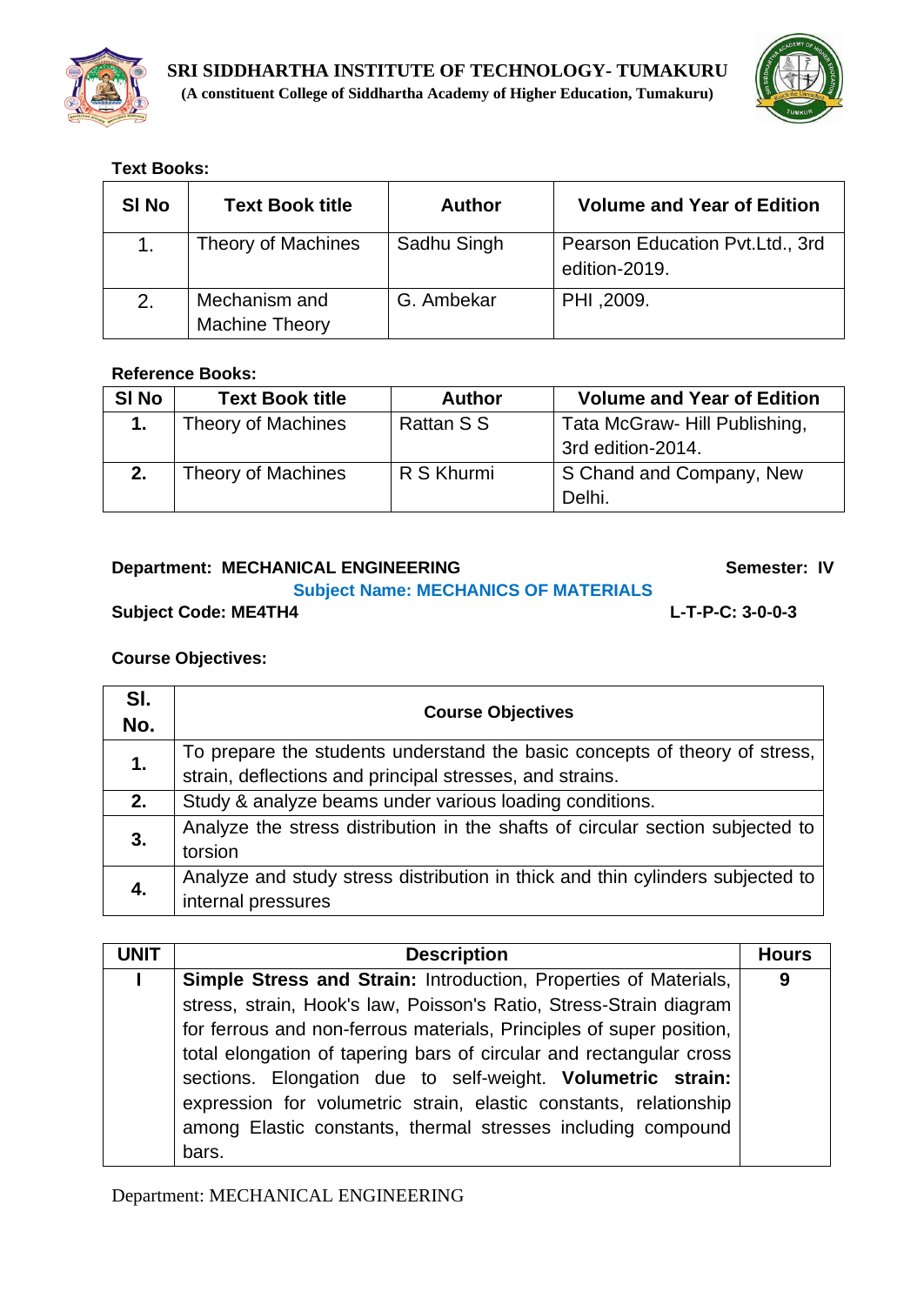**Text Books:**

| Sl No | Text Book title | Author | Volume and Year of Edition |
|---|---|---|---|
| 1. | Theory of Machines | Sadhu Singh | Pearson Education Pvt.Ltd., 3rd edition-2019. |
| 2. | Mechanism and Machine Theory | G. Ambekar | PHI ,2009. |

**Reference Books:**

| Sl No | Text Book title | Author | Volume and Year of Edition |
|---|---|---|---|
| 1. | Theory of Machines | Rattan S S | Tata McGraw- Hill Publishing, 3rd edition-2014. |
| 2. | Theory of Machines | R S Khurmi | S Chand and Company, New Delhi. |

**Department: MECHANICAL ENGINEERING** **Semester: IV**

**Subject Name: MECHANICS OF MATERIALS**

**Subject Code: ME4TH4** **L-T-P-C: 3-0-0-3**

**Course Objectives:**

| Sl. No. | Course Objectives |
|---|---|
| 1. | To prepare the students understand the basic concepts of theory of stress, strain, deflections and principal stresses, and strains. |
| 2. | Study & analyze beams under various loading conditions. |
| 3. | Analyze the stress distribution in the shafts of circular section subjected to torsion |
| 4. | Analyze and study stress distribution in thick and thin cylinders subjected to internal pressures |

| UNIT | Description | Hours |
|---|---|---|
| I | **Simple Stress and Strain:** Introduction, Properties of Materials, stress, strain, Hook's law, Poisson's Ratio, Stress-Strain diagram for ferrous and non-ferrous materials, Principles of super position, total elongation of tapering bars of circular and rectangular cross sections. Elongation due to self-weight. **Volumetric strain:** expression for volumetric strain, elastic constants, relationship among Elastic constants, thermal stresses including compound bars. | 9 |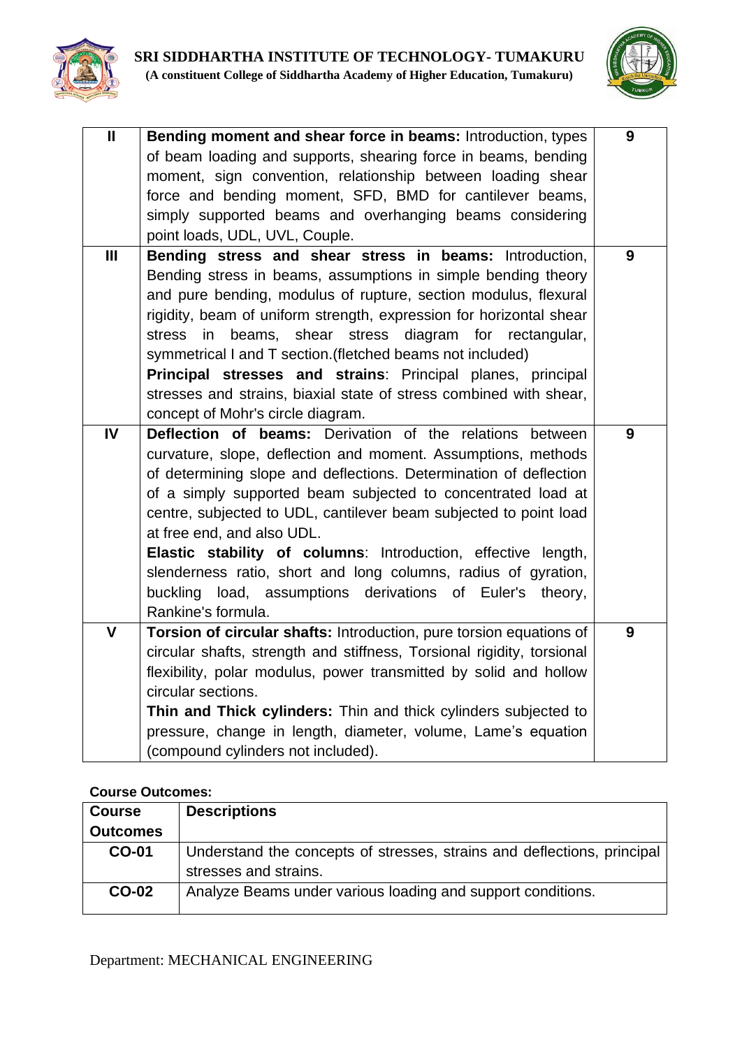| II | **Bending moment and shear force in beams:** Introduction, types of beam loading and supports, shearing force in beams, bending moment, sign convention, relationship between loading shear force and bending moment, SFD, BMD for cantilever beams, simply supported beams and overhanging beams considering point loads, UDL, UVL, Couple. | 9 |
|---|---|---|
| III | **Bending stress and shear stress in beams:** Introduction, Bending stress in beams, assumptions in simple bending theory and pure bending, modulus of rupture, section modulus, flexural rigidity, beam of uniform strength, expression for horizontal shear stress in beams, shear stress diagram for rectangular, symmetrical I and T section.(fletched beams not included) **Principal stresses and strains**: Principal planes, principal stresses and strains, biaxial state of stress combined with shear, concept of Mohr's circle diagram. | 9 |
| IV | **Deflection of beams:** Derivation of the relations between curvature, slope, deflection and moment. Assumptions, methods of determining slope and deflections. Determination of deflection of a simply supported beam subjected to concentrated load at centre, subjected to UDL, cantilever beam subjected to point load at free end, and also UDL. **Elastic stability of columns**: Introduction, effective length, slenderness ratio, short and long columns, radius of gyration, buckling load, assumptions derivations of Euler's theory, Rankine's formula. | 9 |
| V | **Torsion of circular shafts:** Introduction, pure torsion equations of circular shafts, strength and stiffness, Torsional rigidity, torsional flexibility, polar modulus, power transmitted by solid and hollow circular sections. **Thin and Thick cylinders:** Thin and thick cylinders subjected to pressure, change in length, diameter, volume, Lame's equation (compound cylinders not included). | 9 |

**Course Outcomes:**

| Course Outcomes | Descriptions |
|---|---|
| **CO-01** | Understand the concepts of stresses, strains and deflections, principal stresses and strains. |
| **CO-02** | Analyze Beams under various loading and support conditions. |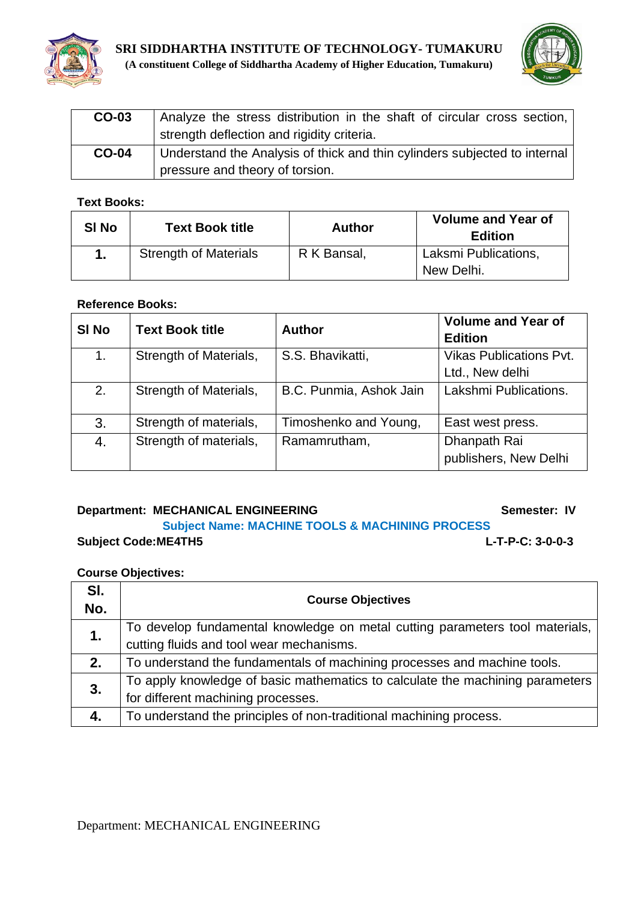| | |
|---|---|
| **CO-03** | Analyze the stress distribution in the shaft of circular cross section, strength deflection and rigidity criteria. |
| **CO-04** | Understand the Analysis of thick and thin cylinders subjected to internal pressure and theory of torsion. |

**Text Books:**

| Sl No | Text Book title | Author | Volume and Year of Edition |
|---|---|---|---|
| **1.** | Strength of Materials | R K Bansal, | Laksmi Publications, New Delhi. |

**Reference Books:**

| Sl No | Text Book title | Author | Volume and Year of Edition |
|---|---|---|---|
| 1. | Strength of Materials, | S.S. Bhavikatti, | Vikas Publications Pvt. Ltd., New delhi |
| 2. | Strength of Materials, | B.C. Punmia, Ashok Jain | Lakshmi Publications. |
| 3. | Strength of materials, | Timoshenko and Young, | East west press. |
| 4. | Strength of materials, | Ramamrutham, | Dhanpath Rai publishers, New Delhi |

**Department: MECHANICAL ENGINEERING** **Semester: IV**

**Subject Name: MACHINE TOOLS & MACHINING PROCESS**

**Subject Code:ME4TH5** **L-T-P-C: 3-0-0-3**

**Course Objectives:**

| Sl. No. | Course Objectives |
|---|---|
| **1.** | To develop fundamental knowledge on metal cutting parameters tool materials, cutting fluids and tool wear mechanisms. |
| **2.** | To understand the fundamentals of machining processes and machine tools. |
| **3.** | To apply knowledge of basic mathematics to calculate the machining parameters for different machining processes. |
| **4.** | To understand the principles of non-traditional machining process. |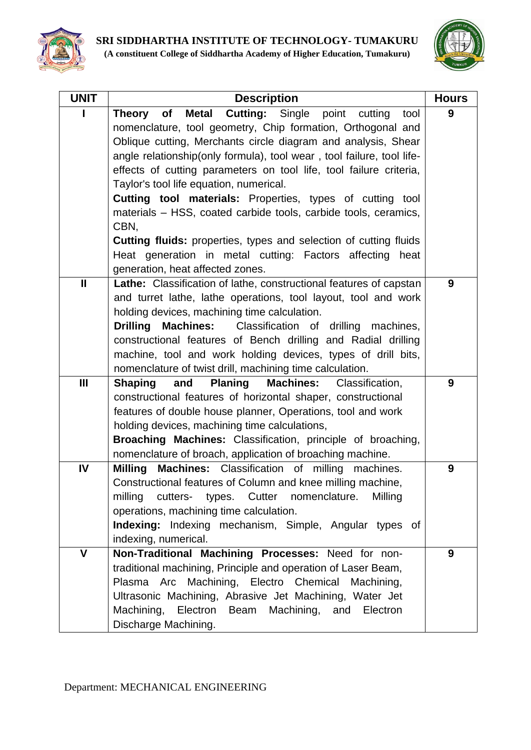| UNIT | Description | Hours |
|---|---|---|
| I | **Theory of Metal Cutting:** Single point cutting tool nomenclature, tool geometry, Chip formation, Orthogonal and Oblique cutting, Merchants circle diagram and analysis, Shear angle relationship(only formula), tool wear , tool failure, tool life-effects of cutting parameters on tool life, tool failure criteria, Taylor's tool life equation, numerical. **Cutting tool materials:** Properties, types of cutting tool materials – HSS, coated carbide tools, carbide tools, ceramics, CBN, **Cutting fluids:** properties, types and selection of cutting fluids Heat generation in metal cutting: Factors affecting heat generation, heat affected zones. | 9 |
| II | **Lathe:** Classification of lathe, constructional features of capstan and turret lathe, lathe operations, tool layout, tool and work holding devices, machining time calculation. **Drilling Machines:** Classification of drilling machines, constructional features of Bench drilling and Radial drilling machine, tool and work holding devices, types of drill bits, nomenclature of twist drill, machining time calculation. | 9 |
| III | **Shaping and Planing Machines:** Classification, constructional features of horizontal shaper, constructional features of double house planner, Operations, tool and work holding devices, machining time calculations, **Broaching Machines:** Classification, principle of broaching, nomenclature of broach, application of broaching machine. | 9 |
| IV | **Milling Machines:** Classification of milling machines. Constructional features of Column and knee milling machine, milling cutters- types. Cutter nomenclature. Milling operations, machining time calculation. **Indexing:** Indexing mechanism, Simple, Angular types of indexing, numerical. | 9 |
| V | **Non-Traditional Machining Processes:** Need for non-traditional machining, Principle and operation of Laser Beam, Plasma Arc Machining, Electro Chemical Machining, Ultrasonic Machining, Abrasive Jet Machining, Water Jet Machining, Electron Beam Machining, and Electron Discharge Machining. | 9 |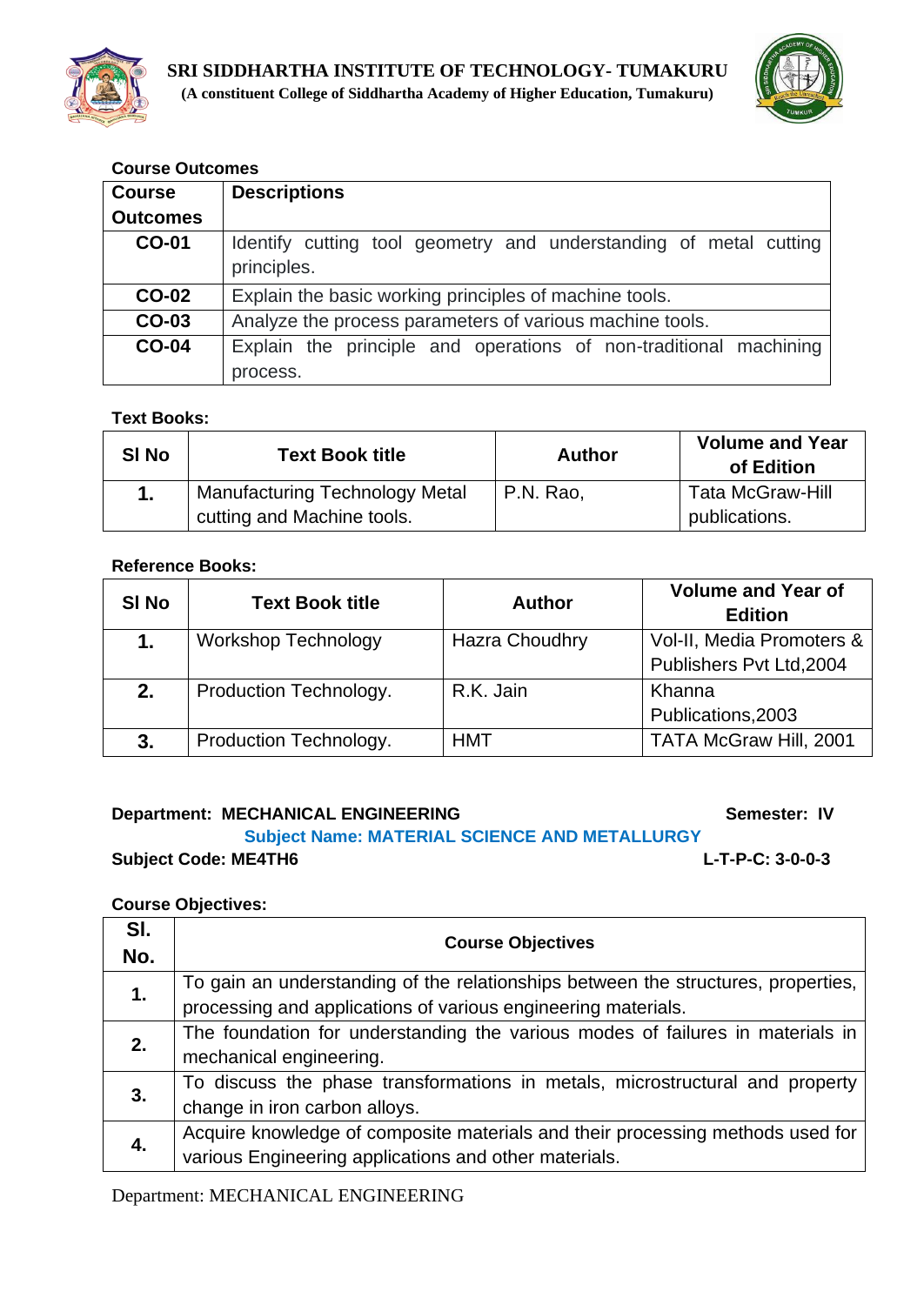**Course Outcomes**

| Course Outcomes | Descriptions |
|---|---|
| CO-01 | Identify cutting tool geometry and understanding of metal cutting principles. |
| CO-02 | Explain the basic working principles of machine tools. |
| CO-03 | Analyze the process parameters of various machine tools. |
| CO-04 | Explain the principle and operations of non-traditional machining process. |

**Text Books:**

| Sl No | Text Book title | Author | Volume and Year of Edition |
|---|---|---|---|
| 1. | Manufacturing Technology Metal cutting and Machine tools. | P.N. Rao, | Tata McGraw-Hill publications. |

**Reference Books:**

| Sl No | Text Book title | Author | Volume and Year of Edition |
|---|---|---|---|
| 1. | Workshop Technology | Hazra Choudhry | Vol-II, Media Promoters & Publishers Pvt Ltd,2004 |
| 2. | Production Technology. | R.K. Jain | Khanna Publications,2003 |
| 3. | Production Technology. | HMT | TATA McGraw Hill, 2001 |

**Department: MECHANICAL ENGINEERING** **Semester: IV**

**Subject Name: MATERIAL SCIENCE AND METALLURGY**

**Subject Code: ME4TH6** **L-T-P-C: 3-0-0-3**

**Course Objectives:**

| Sl. No. | Course Objectives |
|---|---|
| 1. | To gain an understanding of the relationships between the structures, properties, processing and applications of various engineering materials. |
| 2. | The foundation for understanding the various modes of failures in materials in mechanical engineering. |
| 3. | To discuss the phase transformations in metals, microstructural and property change in iron carbon alloys. |
| 4. | Acquire knowledge of composite materials and their processing methods used for various Engineering applications and other materials. |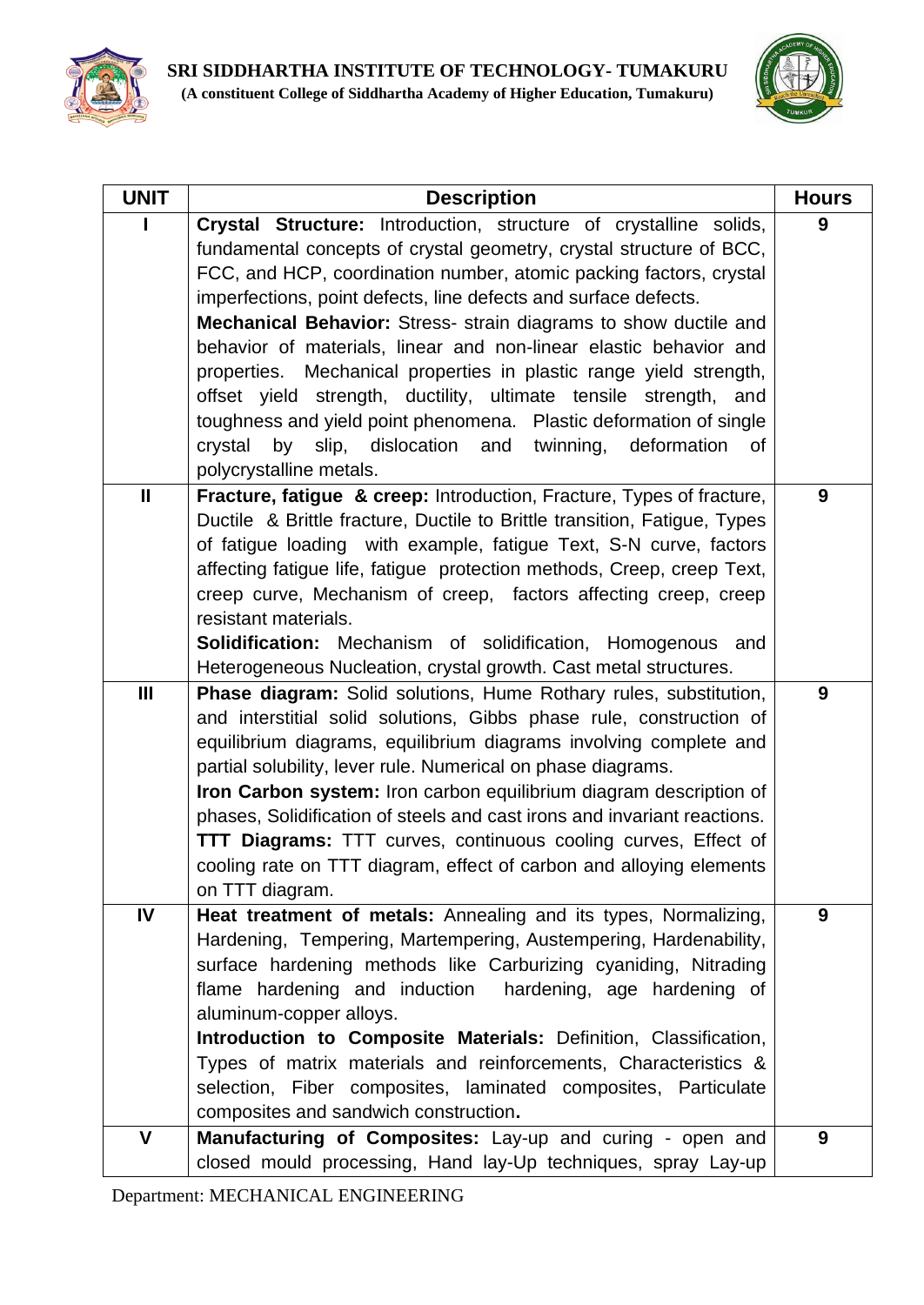| UNIT | Description | Hours |
|---|---|---|
| I | **Crystal Structure:** Introduction, structure of crystalline solids, fundamental concepts of crystal geometry, crystal structure of BCC, FCC, and HCP, coordination number, atomic packing factors, crystal imperfections, point defects, line defects and surface defects. **Mechanical Behavior:** Stress- strain diagrams to show ductile and behavior of materials, linear and non-linear elastic behavior and properties. Mechanical properties in plastic range yield strength, offset yield strength, ductility, ultimate tensile strength, and toughness and yield point phenomena. Plastic deformation of single crystal by slip, dislocation and twinning, deformation of polycrystalline metals. | 9 |
| II | **Fracture, fatigue & creep:** Introduction, Fracture, Types of fracture, Ductile & Brittle fracture, Ductile to Brittle transition, Fatigue, Types of fatigue loading with example, fatigue Text, S-N curve, factors affecting fatigue life, fatigue protection methods, Creep, creep Text, creep curve, Mechanism of creep, factors affecting creep, creep resistant materials. **Solidification:** Mechanism of solidification, Homogenous and Heterogeneous Nucleation, crystal growth. Cast metal structures. | 9 |
| III | **Phase diagram:** Solid solutions, Hume Rothary rules, substitution, and interstitial solid solutions, Gibbs phase rule, construction of equilibrium diagrams, equilibrium diagrams involving complete and partial solubility, lever rule. Numerical on phase diagrams. **Iron Carbon system:** Iron carbon equilibrium diagram description of phases, Solidification of steels and cast irons and invariant reactions. **TTT Diagrams:** TTT curves, continuous cooling curves, Effect of cooling rate on TTT diagram, effect of carbon and alloying elements on TTT diagram. | 9 |
| IV | **Heat treatment of metals:** Annealing and its types, Normalizing, Hardening, Tempering, Martempering, Austempering, Hardenability, surface hardening methods like Carburizing cyaniding, Nitrading flame hardening and induction hardening, age hardening of aluminum-copper alloys. **Introduction to Composite Materials:** Definition, Classification, Types of matrix materials and reinforcements, Characteristics & selection, Fiber composites, laminated composites, Particulate composites and sandwich construction. | 9 |
| V | **Manufacturing of Composites:** Lay-up and curing - open and closed mould processing, Hand lay-Up techniques, spray Lay-up | 9 |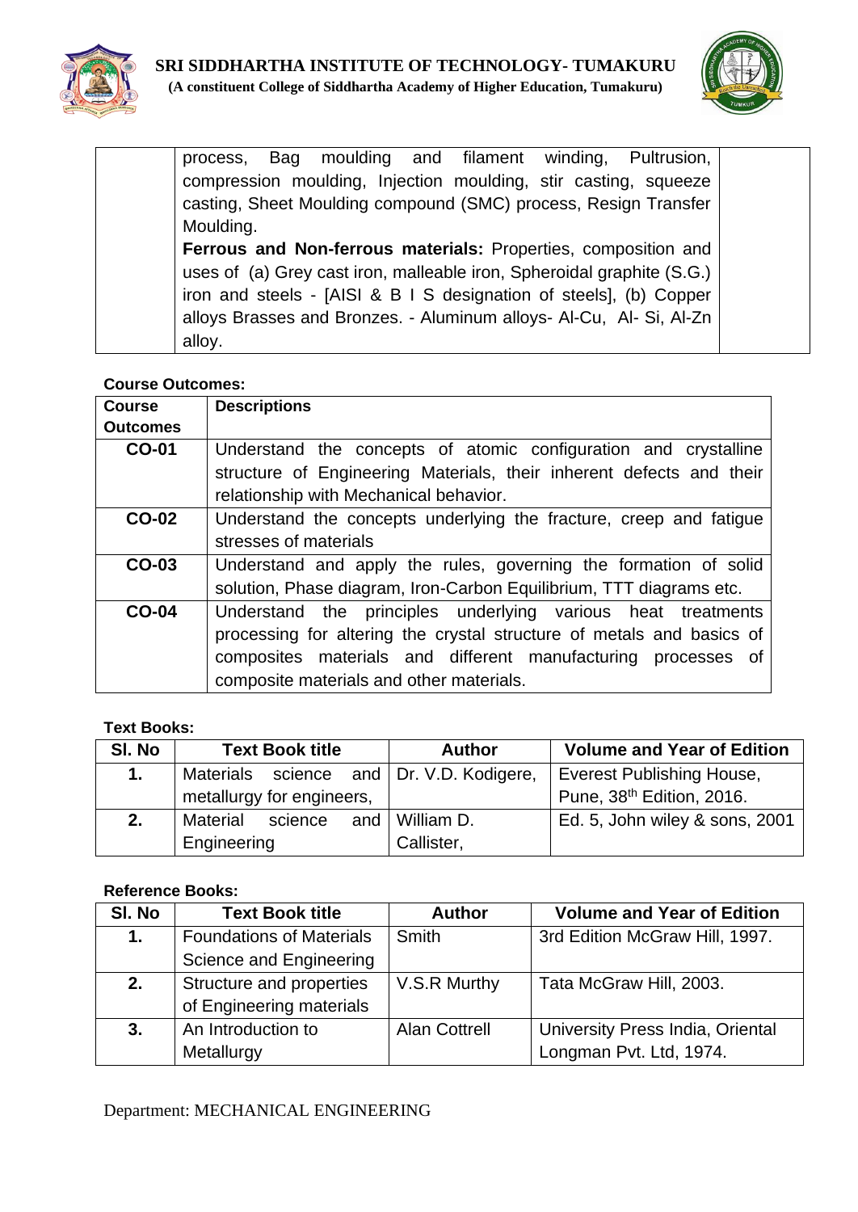| | process, Bag moulding and filament winding, Pultrusion, compression moulding, Injection moulding, stir casting, squeeze casting, Sheet Moulding compound (SMC) process, Resign Transfer Moulding.<br>**Ferrous and Non-ferrous materials:** Properties, composition and uses of (a) Grey cast iron, malleable iron, Spheroidal graphite (S.G.) iron and steels - [AISI & B I S designation of steels], (b) Copper alloys Brasses and Bronzes. - Aluminum alloys- Al-Cu, Al- Si, Al-Zn alloy. | |
|---|---|---|

**Course Outcomes:**

| Course Outcomes | Descriptions |
|---|---|
| **CO-01** | Understand the concepts of atomic configuration and crystalline structure of Engineering Materials, their inherent defects and their relationship with Mechanical behavior. |
| **CO-02** | Understand the concepts underlying the fracture, creep and fatigue stresses of materials |
| **CO-03** | Understand and apply the rules, governing the formation of solid solution, Phase diagram, Iron-Carbon Equilibrium, TTT diagrams etc. |
| **CO-04** | Understand the principles underlying various heat treatments processing for altering the crystal structure of metals and basics of composites materials and different manufacturing processes of composite materials and other materials. |

**Text Books:**

| Sl. No | Text Book title | Author | Volume and Year of Edition |
|---|---|---|---|
| **1.** | Materials science and metallurgy for engineers, | Dr. V.D. Kodigere, | Everest Publishing House, Pune, 38th Edition, 2016. |
| **2.** | Material science and Engineering | William D. Callister, | Ed. 5, John wiley & sons, 2001 |

**Reference Books:**

| Sl. No | Text Book title | Author | Volume and Year of Edition |
|---|---|---|---|
| **1.** | Foundations of Materials Science and Engineering | Smith | 3rd Edition McGraw Hill, 1997. |
| **2.** | Structure and properties of Engineering materials | V.S.R Murthy | Tata McGraw Hill, 2003. |
| **3.** | An Introduction to Metallurgy | Alan Cottrell | University Press India, Oriental Longman Pvt. Ltd, 1974. |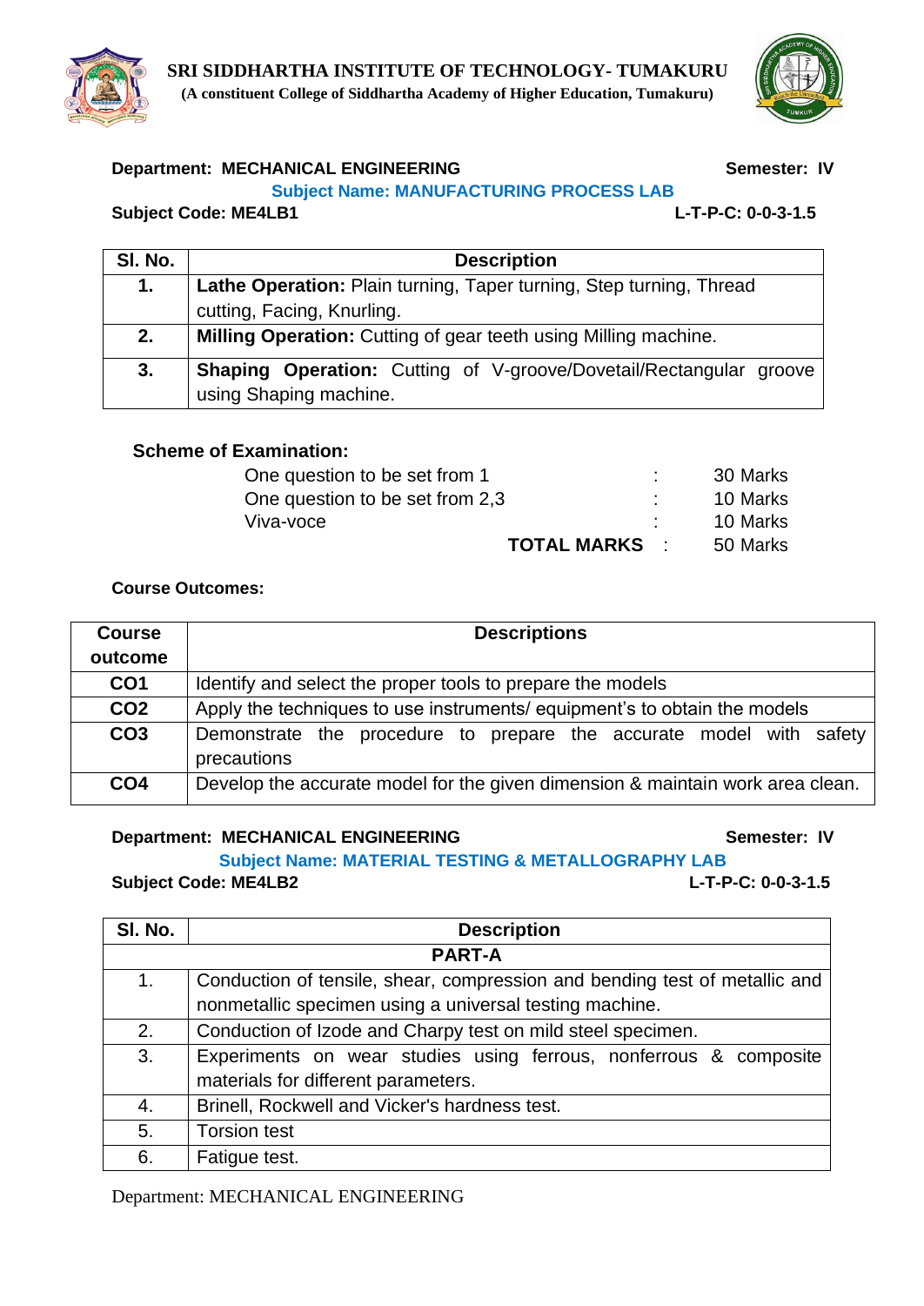**SRI SIDDHARTHA INSTITUTE OF TECHNOLOGY- TUMAKURU**
**(A constituent College of Siddhartha Academy of Higher Education, Tumakuru)**

**Department: MECHANICAL ENGINEERING** **Semester: IV**

**Subject Name: MANUFACTURING PROCESS LAB**

**Subject Code: ME4LB1** **L-T-P-C: 0-0-3-1.5**

| Sl. No. | Description |
|---|---|
| **1.** | **Lathe Operation:** Plain turning, Taper turning, Step turning, Thread cutting, Facing, Knurling. |
| **2.** | **Milling Operation:** Cutting of gear teeth using Milling machine. |
| **3.** | **Shaping Operation:** Cutting of V-groove/Dovetail/Rectangular groove using Shaping machine. |

**Scheme of Examination:**

| | | |
|---|---|---|
| One question to be set from 1 | : | 30 Marks |
| One question to be set from 2,3 | : | 10 Marks |
| Viva-voce | : | 10 Marks |
| **TOTAL MARKS** | : | 50 Marks |

**Course Outcomes:**

| Course outcome | Descriptions |
|---|---|
| **CO1** | Identify and select the proper tools to prepare the models |
| **CO2** | Apply the techniques to use instruments/ equipment's to obtain the models |
| **CO3** | Demonstrate the procedure to prepare the accurate model with safety precautions |
| **CO4** | Develop the accurate model for the given dimension & maintain work area clean. |

**Department: MECHANICAL ENGINEERING** **Semester: IV**

**Subject Name: MATERIAL TESTING & METALLOGRAPHY LAB**

**Subject Code: ME4LB2** **L-T-P-C: 0-0-3-1.5**

| Sl. No. | Description |
|---|---|
| | **PART-A** |
| 1. | Conduction of tensile, shear, compression and bending test of metallic and nonmetallic specimen using a universal testing machine. |
| 2. | Conduction of Izode and Charpy test on mild steel specimen. |
| 3. | Experiments on wear studies using ferrous, nonferrous & composite materials for different parameters. |
| 4. | Brinell, Rockwell and Vicker's hardness test. |
| 5. | Torsion test |
| 6. | Fatigue test. |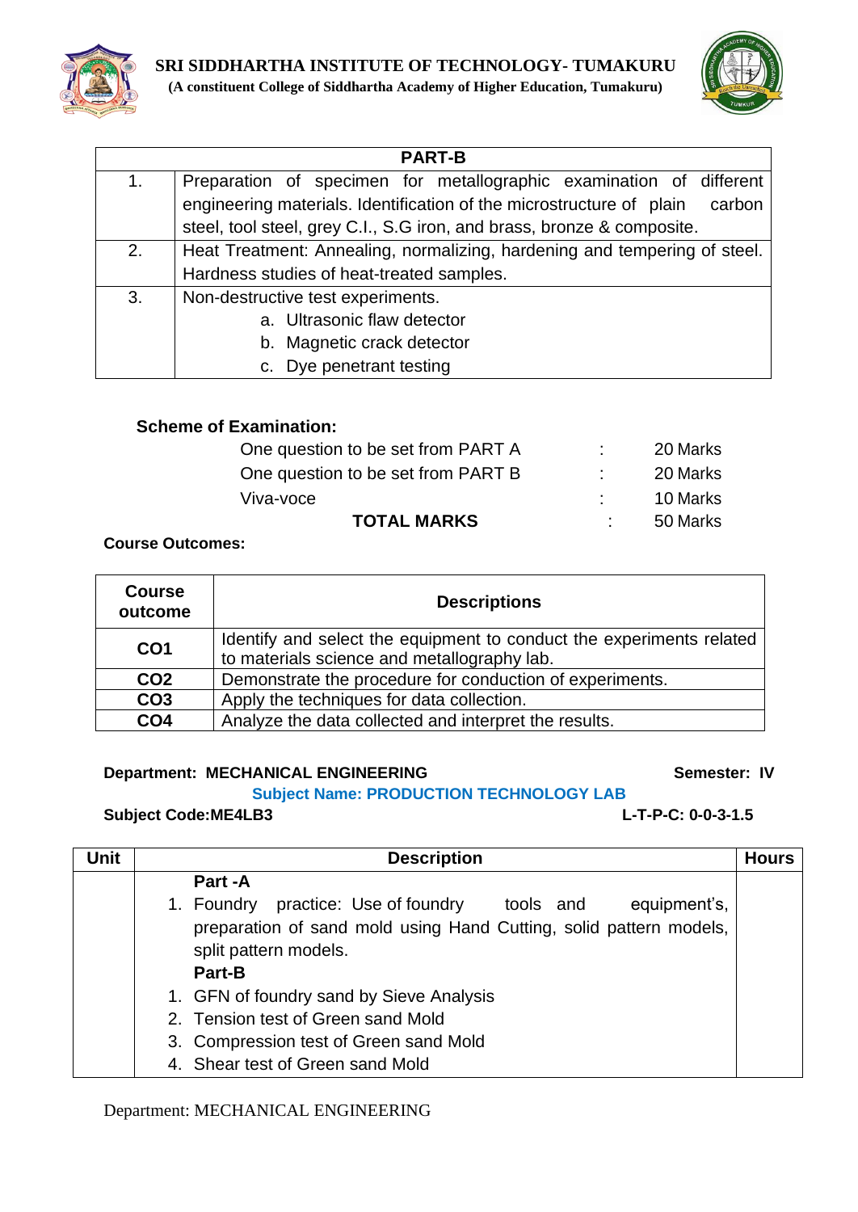| PART-B | |
|---|---|
| 1. | Preparation of specimen for metallographic examination of different engineering materials. Identification of the microstructure of plain carbon steel, tool steel, grey C.I., S.G iron, and brass, bronze & composite. |
| 2. | Heat Treatment: Annealing, normalizing, hardening and tempering of steel. Hardness studies of heat-treated samples. |
| 3. | Non-destructive test experiments.<br>a. Ultrasonic flaw detector<br>b. Magnetic crack detector<br>c. Dye penetrant testing |

**Scheme of Examination:**

| | | |
|---|---|---|
| One question to be set from PART A | : | 20 Marks |
| One question to be set from PART B | : | 20 Marks |
| Viva-voce | : | 10 Marks |
| **TOTAL MARKS** | : | 50 Marks |

**Course Outcomes:**

| Course outcome | Descriptions |
|---|---|
| **CO1** | Identify and select the equipment to conduct the experiments related to materials science and metallography lab. |
| **CO2** | Demonstrate the procedure for conduction of experiments. |
| **CO3** | Apply the techniques for data collection. |
| **CO4** | Analyze the data collected and interpret the results. |

**Department: MECHANICAL ENGINEERING** **Semester: IV**

**Subject Name: PRODUCTION TECHNOLOGY LAB**

**Subject Code:ME4LB3** **L-T-P-C: 0-0-3-1.5**

| Unit | Description | Hours |
|---|---|---|
| | **Part -A**<br>1. Foundry practice: Use of foundry tools and equipment's, preparation of sand mold using Hand Cutting, solid pattern models, split pattern models.<br>**Part-B**<br>1. GFN of foundry sand by Sieve Analysis<br>2. Tension test of Green sand Mold<br>3. Compression test of Green sand Mold<br>4. Shear test of Green sand Mold | |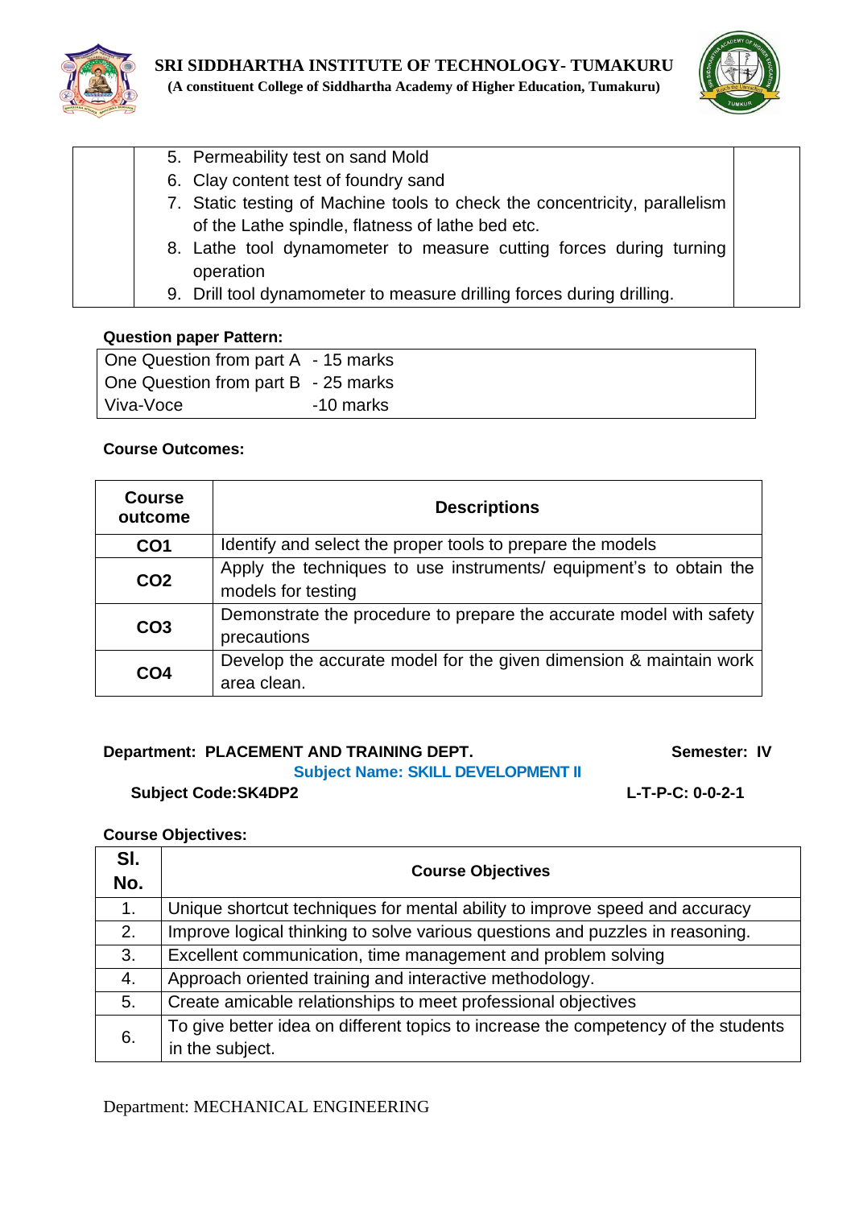| | 5. Permeability test on sand Mold<br>6. Clay content test of foundry sand<br>7. Static testing of Machine tools to check the concentricity, parallelism of the Lathe spindle, flatness of lathe bed etc.<br>8. Lathe tool dynamometer to measure cutting forces during turning operation<br>9. Drill tool dynamometer to measure drilling forces during drilling. | |
|---|---|---|

**Question paper Pattern:**

| | |
|---|---|
| One Question from part A | - 15 marks |
| One Question from part B | - 25 marks |
| Viva-Voce | -10 marks |

**Course Outcomes:**

| Course outcome | Descriptions |
|---|---|
| CO1 | Identify and select the proper tools to prepare the models |
| CO2 | Apply the techniques to use instruments/ equipment's to obtain the models for testing |
| CO3 | Demonstrate the procedure to prepare the accurate model with safety precautions |
| CO4 | Develop the accurate model for the given dimension & maintain work area clean. |

**Department: PLACEMENT AND TRAINING DEPT.** **Semester: IV**

**Subject Name: SKILL DEVELOPMENT II**

**Subject Code:SK4DP2** **L-T-P-C: 0-0-2-1**

**Course Objectives:**

| Sl. No. | Course Objectives |
|---|---|
| 1. | Unique shortcut techniques for mental ability to improve speed and accuracy |
| 2. | Improve logical thinking to solve various questions and puzzles in reasoning. |
| 3. | Excellent communication, time management and problem solving |
| 4. | Approach oriented training and interactive methodology. |
| 5. | Create amicable relationships to meet professional objectives |
| 6. | To give better idea on different topics to increase the competency of the students in the subject. |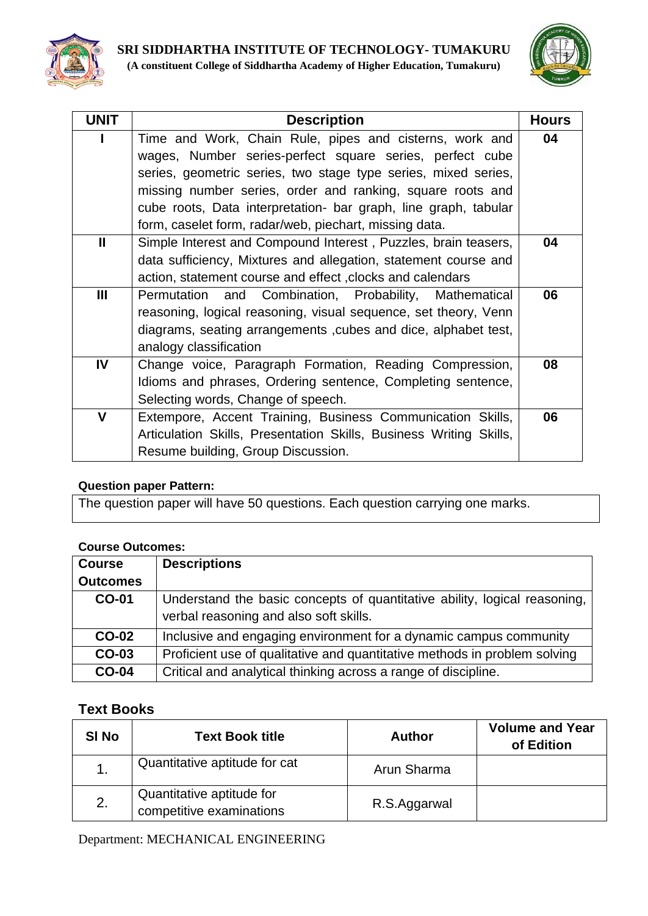| UNIT | Description | Hours |
|---|---|---|
| I | Time and Work, Chain Rule, pipes and cisterns, work and wages, Number series-perfect square series, perfect cube series, geometric series, two stage type series, mixed series, missing number series, order and ranking, square roots and cube roots, Data interpretation- bar graph, line graph, tabular form, caselet form, radar/web, piechart, missing data. | 04 |
| II | Simple Interest and Compound Interest , Puzzles, brain teasers, data sufficiency, Mixtures and allegation, statement course and action, statement course and effect ,clocks and calendars | 04 |
| III | Permutation and Combination, Probability, Mathematical reasoning, logical reasoning, visual sequence, set theory, Venn diagrams, seating arrangements ,cubes and dice, alphabet test, analogy classification | 06 |
| IV | Change voice, Paragraph Formation, Reading Compression, Idioms and phrases, Ordering sentence, Completing sentence, Selecting words, Change of speech. | 08 |
| V | Extempore, Accent Training, Business Communication Skills, Articulation Skills, Presentation Skills, Business Writing Skills, Resume building, Group Discussion. | 06 |

**Question paper Pattern:**

The question paper will have 50 questions. Each question carrying one marks.

**Course Outcomes:**

| Course Outcomes | Descriptions |
|---|---|
| CO-01 | Understand the basic concepts of quantitative ability, logical reasoning, verbal reasoning and also soft skills. |
| CO-02 | Inclusive and engaging environment for a dynamic campus community |
| CO-03 | Proficient use of qualitative and quantitative methods in problem solving |
| CO-04 | Critical and analytical thinking across a range of discipline. |

## Text Books

| Sl No | Text Book title | Author | Volume and Year of Edition |
|---|---|---|---|
| 1. | Quantitative aptitude for cat | Arun Sharma | |
| 2. | Quantitative aptitude for competitive examinations | R.S.Aggarwal | |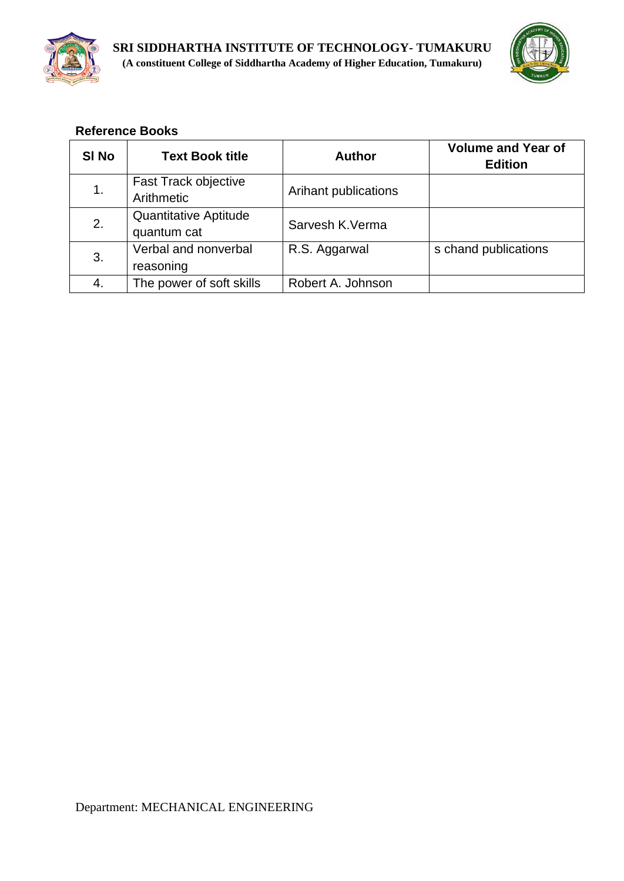**Reference Books**

| Sl No | Text Book title | Author | Volume and Year of Edition |
|---|---|---|---|
| 1. | Fast Track objective Arithmetic | Arihant publications | |
| 2. | Quantitative Aptitude quantum cat | Sarvesh K.Verma | |
| 3. | Verbal and nonverbal reasoning | R.S. Aggarwal | s chand publications |
| 4. | The power of soft skills | Robert A. Johnson | |